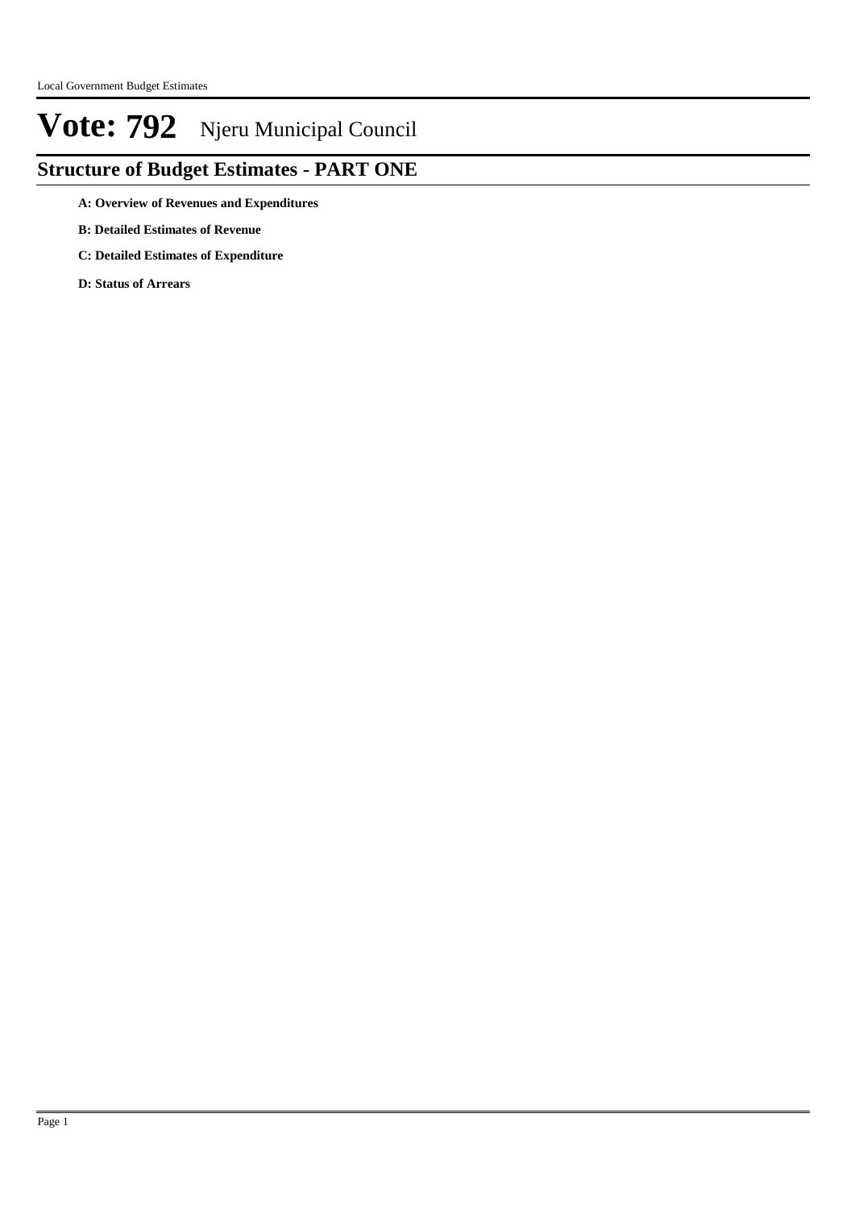# Vote: 792 Njeru Municipal Council

## Structure of Budget Estimates - PART ONE

**A: Overview of Revenues and Expenditures**

**B: Detailed Estimates of Revenue**

**C: Detailed Estimates of Expenditure**

**D: Status of Arrears**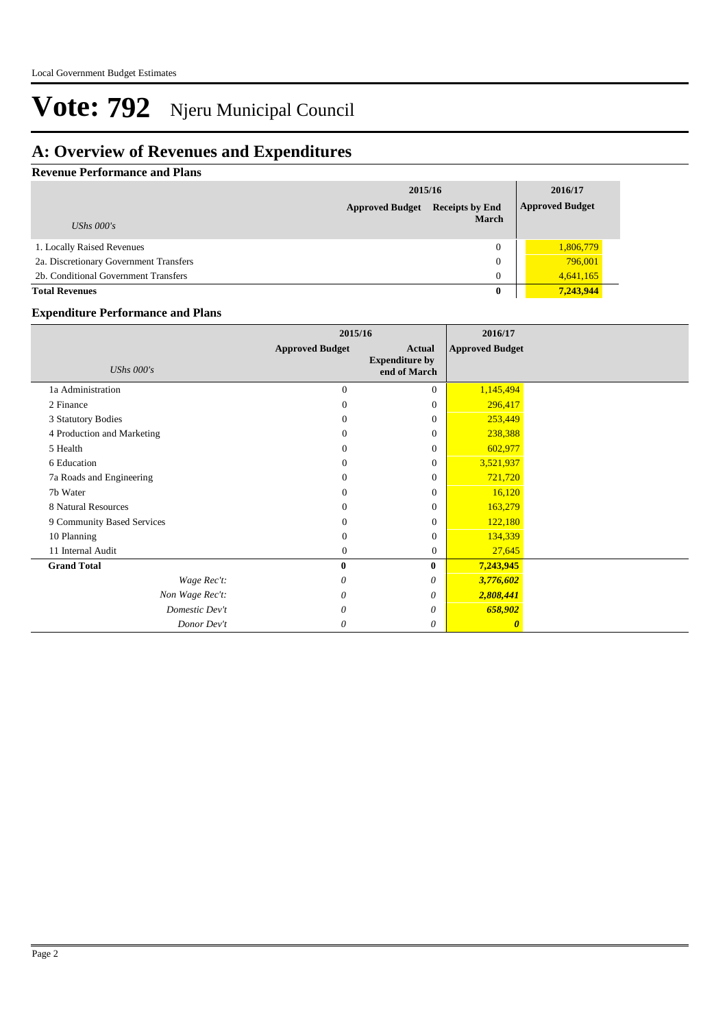# Vote: 792 Njeru Municipal Council

## A: Overview of Revenues and Expenditures

### Revenue Performance and Plans

| UShs 000's | 2015/16 Approved Budget | 2015/16 Receipts by End March | 2016/17 Approved Budget |
|---|---|---|---|
| 1. Locally Raised Revenues | | 0 | 1,806,779 |
| 2a. Discretionary Government Transfers | | 0 | 796,001 |
| 2b. Conditional Government Transfers | | 0 | 4,641,165 |
| **Total Revenues** | | **0** | **7,243,944** |

### Expenditure Performance and Plans

| UShs 000's | 2015/16 Approved Budget | 2015/16 Actual Expenditure by end of March | 2016/17 Approved Budget |
|---|---|---|---|
| 1a Administration | 0 | 0 | 1,145,494 |
| 2 Finance | 0 | 0 | 296,417 |
| 3 Statutory Bodies | 0 | 0 | 253,449 |
| 4 Production and Marketing | 0 | 0 | 238,388 |
| 5 Health | 0 | 0 | 602,977 |
| 6 Education | 0 | 0 | 3,521,937 |
| 7a Roads and Engineering | 0 | 0 | 721,720 |
| 7b Water | 0 | 0 | 16,120 |
| 8 Natural Resources | 0 | 0 | 163,279 |
| 9 Community Based Services | 0 | 0 | 122,180 |
| 10 Planning | 0 | 0 | 134,339 |
| 11 Internal Audit | 0 | 0 | 27,645 |
| **Grand Total** | **0** | **0** | **7,243,945** |
| *Wage Rec't:* | *0* | *0* | ***3,776,602*** |
| *Non Wage Rec't:* | *0* | *0* | ***2,808,441*** |
| *Domestic Dev't* | *0* | *0* | ***658,902*** |
| *Donor Dev't* | *0* | *0* | ***0*** |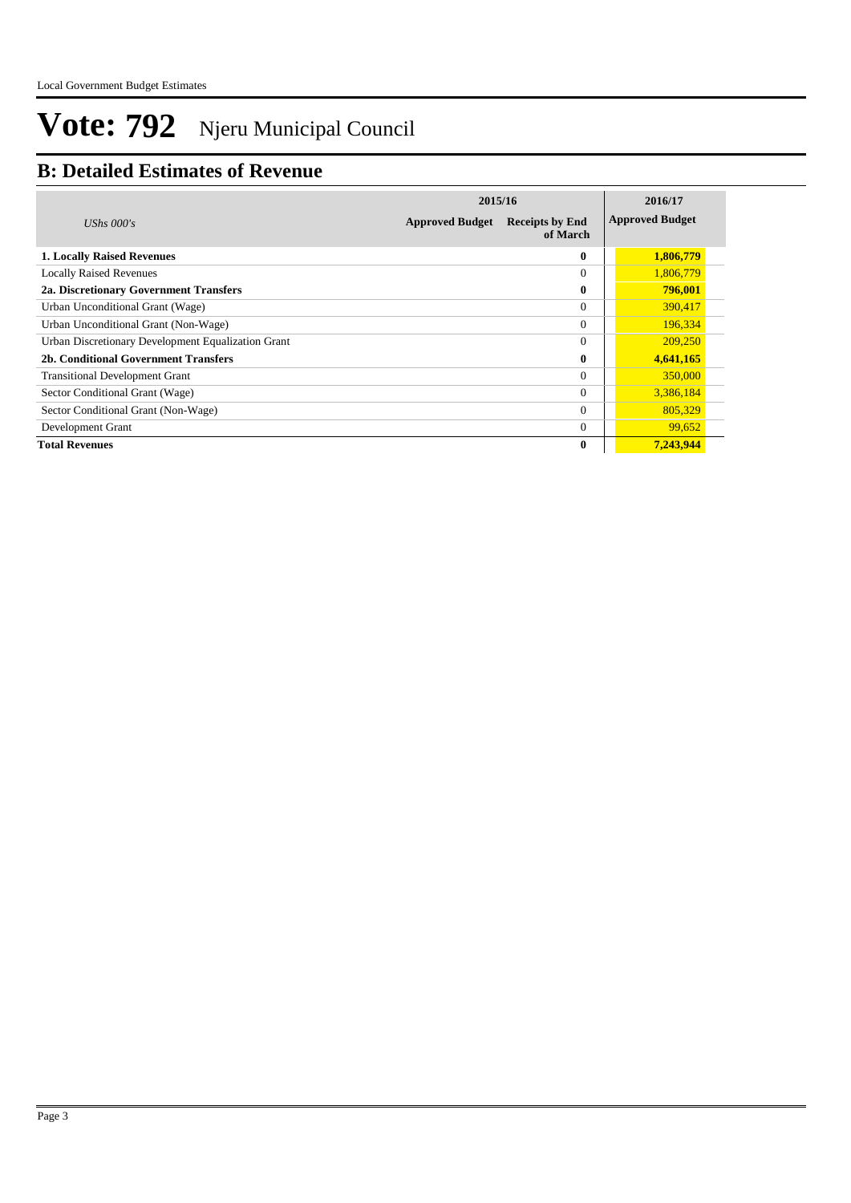# Vote: 792 Njeru Municipal Council

## B: Detailed Estimates of Revenue

| *UShs 000's* | 2015/16 | | 2016/17 |
|---|---|---|---|
| | Approved Budget | Receipts by End of March | Approved Budget |
| **1. Locally Raised Revenues** | | **0** | **1,806,779** |
| Locally Raised Revenues | | 0 | 1,806,779 |
| **2a. Discretionary Government Transfers** | | **0** | **796,001** |
| Urban Unconditional Grant (Wage) | | 0 | 390,417 |
| Urban Unconditional Grant (Non-Wage) | | 0 | 196,334 |
| Urban Discretionary Development Equalization Grant | | 0 | 209,250 |
| **2b. Conditional Government Transfers** | | **0** | **4,641,165** |
| Transitional Development Grant | | 0 | 350,000 |
| Sector Conditional Grant (Wage) | | 0 | 3,386,184 |
| Sector Conditional Grant (Non-Wage) | | 0 | 805,329 |
| Development Grant | | 0 | 99,652 |
| **Total Revenues** | | **0** | **7,243,944** |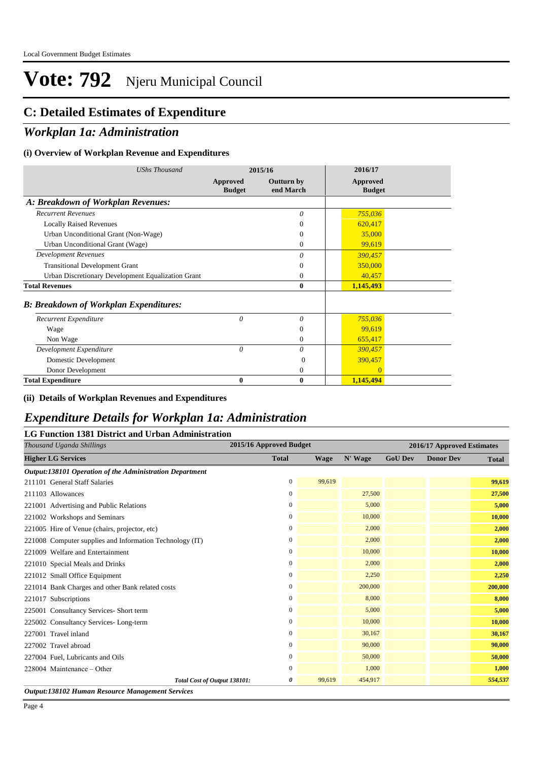Local Government Budget Estimates

# Vote: 792 Njeru Municipal Council

## C: Detailed Estimates of Expenditure

## *Workplan 1a: Administration*

### (i) Overview of Workplan Revenue and Expenditures

| *UShs Thousand* | 2015/16 | | 2016/17 |
|---|---|---|---|
| | **Approved Budget** | **Outturn by end March** | **Approved Budget** |
| ***A: Breakdown of Workplan Revenues:*** | | | |
| *Recurrent Revenues* | | *0* | *755,036* |
| Locally Raised Revenues | | 0 | 620,417 |
| Urban Unconditional Grant (Non-Wage) | | 0 | 35,000 |
| Urban Unconditional Grant (Wage) | | 0 | 99,619 |
| *Development Revenues* | | *0* | *390,457* |
| Transitional Development Grant | | 0 | 350,000 |
| Urban Discretionary Development Equalization Grant | | 0 | 40,457 |
| **Total Revenues** | | **0** | **1,145,493** |
| ***B: Breakdown of Workplan Expenditures:*** | | | |
| *Recurrent Expenditure* | *0* | *0* | *755,036* |
| Wage | | 0 | 99,619 |
| Non Wage | | 0 | 655,417 |
| *Development Expenditure* | *0* | *0* | *390,457* |
| Domestic Development | | 0 | 390,457 |
| Donor Development | | 0 | 0 |
| **Total Expenditure** | **0** | **0** | **1,145,494** |

### (ii) Details of Workplan Revenues and Expenditures

## *Expenditure Details for Workplan 1a: Administration*

### LG Function 1381 District and Urban Administration

| *Thousand Uganda Shillings* | 2015/16 Approved Budget | 2016/17 Approved Estimates | | | | |
|---|---|---|---|---|---|---|
| **Higher LG Services** | **Total** | **Wage** | **N' Wage** | **GoU Dev** | **Donor Dev** | **Total** |
| ***Output:138101 Operation of the Administration Department*** | | | | | | |
| 211101 General Staff Salaries | 0 | 99,619 | | | | **99,619** |
| 211103 Allowances | 0 | | 27,500 | | | **27,500** |
| 221001 Advertising and Public Relations | 0 | | 5,000 | | | **5,000** |
| 221002 Workshops and Seminars | 0 | | 10,000 | | | **10,000** |
| 221005 Hire of Venue (chairs, projector, etc) | 0 | | 2,000 | | | **2,000** |
| 221008 Computer supplies and Information Technology (IT) | 0 | | 2,000 | | | **2,000** |
| 221009 Welfare and Entertainment | 0 | | 10,000 | | | **10,000** |
| 221010 Special Meals and Drinks | 0 | | 2,000 | | | **2,000** |
| 221012 Small Office Equipment | 0 | | 2,250 | | | **2,250** |
| 221014 Bank Charges and other Bank related costs | 0 | | 200,000 | | | **200,000** |
| 221017 Subscriptions | 0 | | 8,000 | | | **8,000** |
| 225001 Consultancy Services- Short term | 0 | | 5,000 | | | **5,000** |
| 225002 Consultancy Services- Long-term | 0 | | 10,000 | | | **10,000** |
| 227001 Travel inland | 0 | | 30,167 | | | **30,167** |
| 227002 Travel abroad | 0 | | 90,000 | | | **90,000** |
| 227004 Fuel, Lubricants and Oils | 0 | | 50,000 | | | **50,000** |
| 228004 Maintenance – Other | 0 | | 1,000 | | | **1,000** |
| *Total Cost of Output 138101:* | *0* | 99,619 | 454,917 | | | ***554,537*** |

***Output:138102 Human Resource Management Services***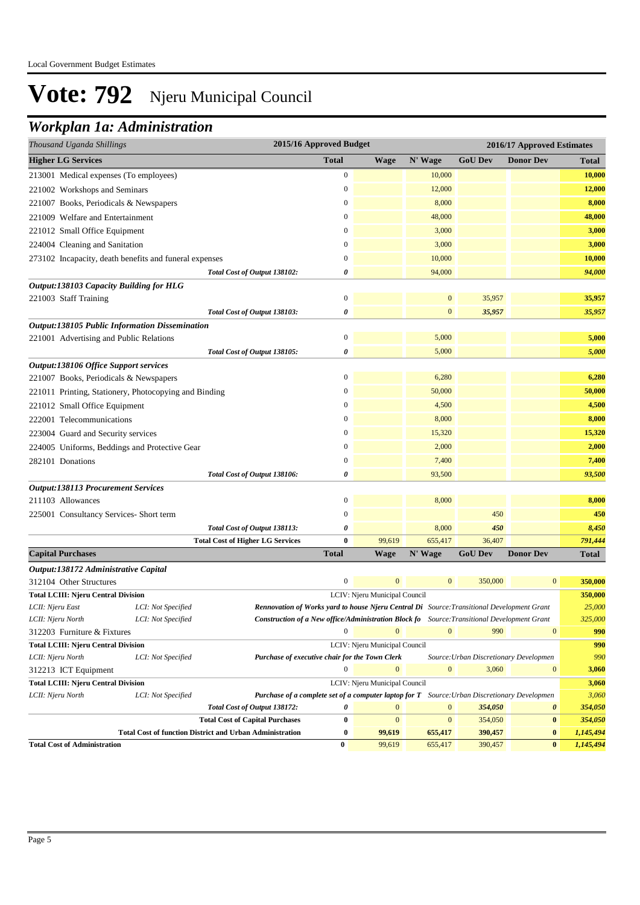# Vote: 792 Njeru Municipal Council

## Workplan 1a: Administration

| Thousand Uganda Shillings | 2015/16 Approved Budget | 2016/17 Approved Estimates | | | | |
|---|---|---|---|---|---|---|
| **Higher LG Services** | **Total** | **Wage** | **N' Wage** | **GoU Dev** | **Donor Dev** | **Total** |
| 213001 Medical expenses (To employees) | 0 | | 10,000 | | | **10,000** |
| 221002 Workshops and Seminars | 0 | | 12,000 | | | **12,000** |
| 221007 Books, Periodicals & Newspapers | 0 | | 8,000 | | | **8,000** |
| 221009 Welfare and Entertainment | 0 | | 48,000 | | | **48,000** |
| 221012 Small Office Equipment | 0 | | 3,000 | | | **3,000** |
| 224004 Cleaning and Sanitation | 0 | | 3,000 | | | **3,000** |
| 273102 Incapacity, death benefits and funeral expenses | 0 | | 10,000 | | | **10,000** |
| *Total Cost of Output 138102:* | *0* | | 94,000 | | | ***94,000*** |
| ***Output:138103 Capacity Building for HLG*** | | | | | | |
| 221003 Staff Training | 0 | | 0 | 35,957 | | **35,957** |
| *Total Cost of Output 138103:* | *0* | | 0 | *35,957* | | ***35,957*** |
| ***Output:138105 Public Information Dissemination*** | | | | | | |
| 221001 Advertising and Public Relations | 0 | | 5,000 | | | **5,000** |
| *Total Cost of Output 138105:* | *0* | | 5,000 | | | ***5,000*** |
| ***Output:138106 Office Support services*** | | | | | | |
| 221007 Books, Periodicals & Newspapers | 0 | | 6,280 | | | **6,280** |
| 221011 Printing, Stationery, Photocopying and Binding | 0 | | 50,000 | | | **50,000** |
| 221012 Small Office Equipment | 0 | | 4,500 | | | **4,500** |
| 222001 Telecommunications | 0 | | 8,000 | | | **8,000** |
| 223004 Guard and Security services | 0 | | 15,320 | | | **15,320** |
| 224005 Uniforms, Beddings and Protective Gear | 0 | | 2,000 | | | **2,000** |
| 282101 Donations | 0 | | 7,400 | | | **7,400** |
| *Total Cost of Output 138106:* | *0* | | 93,500 | | | ***93,500*** |
| ***Output:138113 Procurement Services*** | | | | | | |
| 211103 Allowances | 0 | | 8,000 | | | **8,000** |
| 225001 Consultancy Services- Short term | 0 | | | 450 | | **450** |
| *Total Cost of Output 138113:* | *0* | | 8,000 | *450* | | ***8,450*** |
| **Total Cost of Higher LG Services** | **0** | 99,619 | 655,417 | 36,407 | | ***791,444*** |
| **Capital Purchases** | **Total** | **Wage** | **N' Wage** | **GoU Dev** | **Donor Dev** | **Total** |
| ***Output:138172 Administrative Capital*** | | | | | | |
| 312104 Other Structures | 0 | 0 | 0 | 350,000 | 0 | **350,000** |
| **Total LCIII: Njeru Central Division** | LCIV: Njeru Municipal Council | | | | | **350,000** |
| *LCII: Njeru East — LCI: Not Specified* | ***Rennovation of Works yard to house Njeru Central Di*** | *Source:Transitional Development Grant* | | | | *25,000* |
| *LCII: Njeru North — LCI: Not Specified* | ***Construction of a New office/Administration Block fo*** | *Source:Transitional Development Grant* | | | | *325,000* |
| 312203 Furniture & Fixtures | 0 | 0 | 0 | 990 | 0 | **990** |
| **Total LCIII: Njeru Central Division** | LCIV: Njeru Municipal Council | | | | | **990** |
| *LCII: Njeru North — LCI: Not Specified* | ***Purchase of executive chair for the Town Clerk*** | *Source:Urban Discretionary Developmen* | | | | *990* |
| 312213 ICT Equipment | 0 | 0 | 0 | 3,060 | 0 | **3,060** |
| **Total LCIII: Njeru Central Division** | LCIV: Njeru Municipal Council | | | | | **3,060** |
| *LCII: Njeru North — LCI: Not Specified* | ***Purchase of a complete set of a computer laptop for T*** | *Source:Urban Discretionary Developmen* | | | | *3,060* |
| *Total Cost of Output 138172:* | *0* | 0 | 0 | *354,050* | *0* | ***354,050*** |
| **Total Cost of Capital Purchases** | **0** | 0 | 0 | 354,050 | **0** | ***354,050*** |
| **Total Cost of function District and Urban Administration** | **0** | **99,619** | **655,417** | **390,457** | **0** | ***1,145,494*** |
| **Total Cost of Administration** | **0** | 99,619 | 655,417 | 390,457 | **0** | ***1,145,494*** |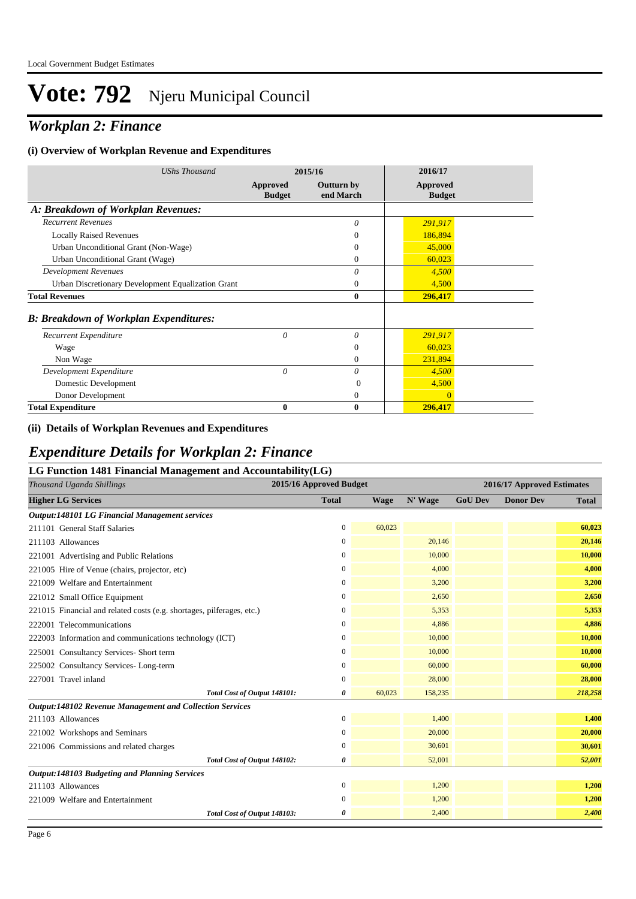# Vote: 792 Njeru Municipal Council

## *Workplan 2: Finance*

### (i) Overview of Workplan Revenue and Expenditures

| *UShs Thousand* | 2015/16 | | 2016/17 |
|---|---|---|---|
| | **Approved Budget** | **Outturn by end March** | **Approved Budget** |
| ***A: Breakdown of Workplan Revenues:*** | | | |
| *Recurrent Revenues* | | *0* | *291,917* |
| Locally Raised Revenues | | 0 | 186,894 |
| Urban Unconditional Grant (Non-Wage) | | 0 | 45,000 |
| Urban Unconditional Grant (Wage) | | 0 | 60,023 |
| *Development Revenues* | | *0* | *4,500* |
| Urban Discretionary Development Equalization Grant | | 0 | 4,500 |
| **Total Revenues** | | **0** | **296,417** |
| ***B: Breakdown of Workplan Expenditures:*** | | | |
| *Recurrent Expenditure* | *0* | *0* | *291,917* |
| Wage | | 0 | 60,023 |
| Non Wage | | 0 | 231,894 |
| *Development Expenditure* | *0* | *0* | *4,500* |
| Domestic Development | | 0 | 4,500 |
| Donor Development | | 0 | 0 |
| **Total Expenditure** | **0** | **0** | **296,417** |

### (ii) Details of Workplan Revenues and Expenditures

## *Expenditure Details for Workplan 2: Finance*

### LG Function 1481 Financial Management and Accountability(LG)

| *Thousand Uganda Shillings* | 2015/16 Approved Budget | 2016/17 Approved Estimates | | | | |
|---|---|---|---|---|---|---|
| **Higher LG Services** | **Total** | **Wage** | **N' Wage** | **GoU Dev** | **Donor Dev** | **Total** |
| ***Output:148101 LG Financial Management services*** | | | | | | |
| 211101 General Staff Salaries | 0 | 60,023 | | | | **60,023** |
| 211103 Allowances | 0 | | 20,146 | | | **20,146** |
| 221001 Advertising and Public Relations | 0 | | 10,000 | | | **10,000** |
| 221005 Hire of Venue (chairs, projector, etc) | 0 | | 4,000 | | | **4,000** |
| 221009 Welfare and Entertainment | 0 | | 3,200 | | | **3,200** |
| 221012 Small Office Equipment | 0 | | 2,650 | | | **2,650** |
| 221015 Financial and related costs (e.g. shortages, pilferages, etc.) | 0 | | 5,353 | | | **5,353** |
| 222001 Telecommunications | 0 | | 4,886 | | | **4,886** |
| 222003 Information and communications technology (ICT) | 0 | | 10,000 | | | **10,000** |
| 225001 Consultancy Services- Short term | 0 | | 10,000 | | | **10,000** |
| 225002 Consultancy Services- Long-term | 0 | | 60,000 | | | **60,000** |
| 227001 Travel inland | 0 | | 28,000 | | | **28,000** |
| *Total Cost of Output 148101:* | ***0*** | 60,023 | 158,235 | | | ***218,258*** |
| ***Output:148102 Revenue Management and Collection Services*** | | | | | | |
| 211103 Allowances | 0 | | 1,400 | | | **1,400** |
| 221002 Workshops and Seminars | 0 | | 20,000 | | | **20,000** |
| 221006 Commissions and related charges | 0 | | 30,601 | | | **30,601** |
| *Total Cost of Output 148102:* | ***0*** | | 52,001 | | | ***52,001*** |
| ***Output:148103 Budgeting and Planning Services*** | | | | | | |
| 211103 Allowances | 0 | | 1,200 | | | **1,200** |
| 221009 Welfare and Entertainment | 0 | | 1,200 | | | **1,200** |
| *Total Cost of Output 148103:* | ***0*** | | 2,400 | | | ***2,400*** |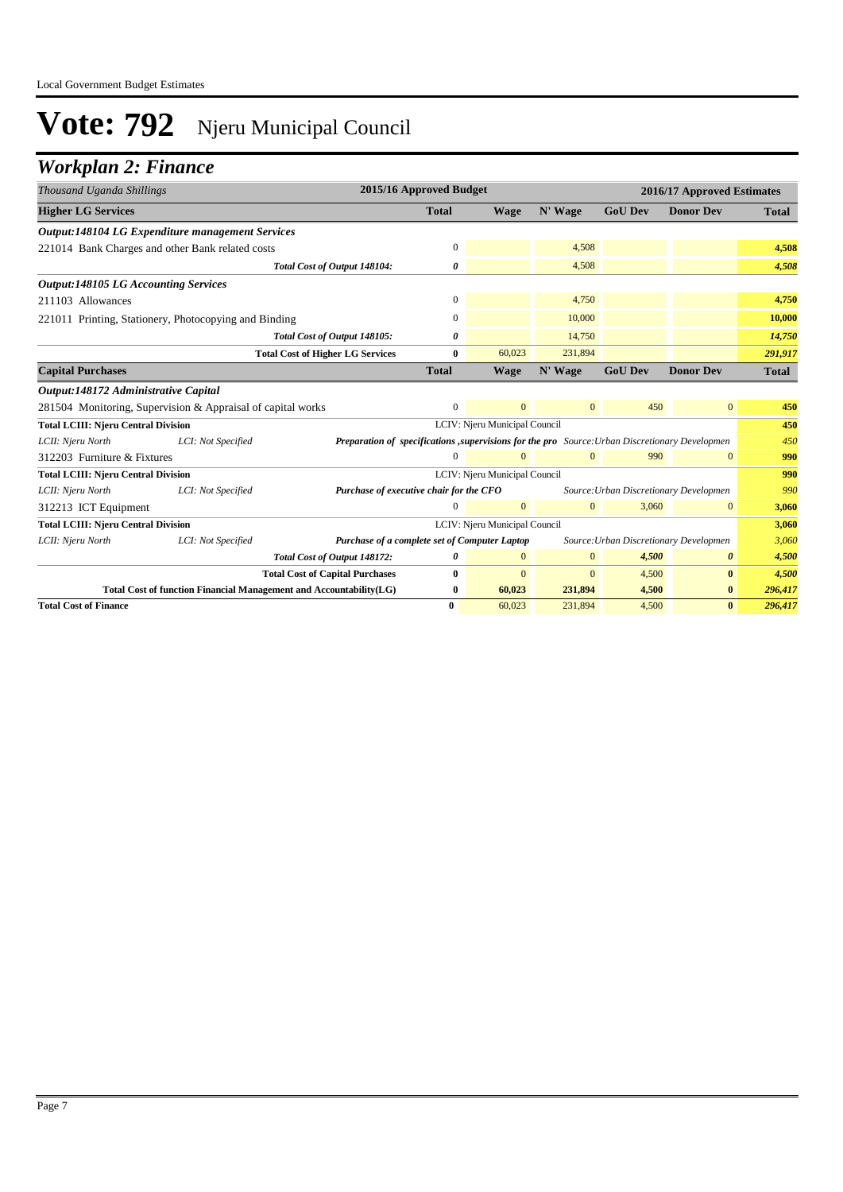# Vote: 792 Njeru Municipal Council

## Workplan 2: Finance

| Thousand Uganda Shillings | | | 2015/16 Approved Budget | 2016/17 Approved Estimates | | | | |
|---|---|---|---|---|---|---|---|---|
| **Higher LG Services** | | | **Total** | **Wage** | **N' Wage** | **GoU Dev** | **Donor Dev** | **Total** |
| ***Output:148104 LG Expenditure management Services*** | | | | | | | | |
| 221014 Bank Charges and other Bank related costs | | | 0 | | 4,508 | | | **4,508** |
| | | *Total Cost of Output 148104:* | *0* | | 4,508 | | | *4,508* |
| ***Output:148105 LG Accounting Services*** | | | | | | | | |
| 211103 Allowances | | | 0 | | 4,750 | | | **4,750** |
| 221011 Printing, Stationery, Photocopying and Binding | | | 0 | | 10,000 | | | **10,000** |
| | | *Total Cost of Output 148105:* | *0* | | 14,750 | | | *14,750* |
| | | **Total Cost of Higher LG Services** | **0** | 60,023 | 231,894 | | | *291,917* |
| **Capital Purchases** | | | **Total** | **Wage** | **N' Wage** | **GoU Dev** | **Donor Dev** | **Total** |
| ***Output:148172 Administrative Capital*** | | | | | | | | |
| 281504 Monitoring, Supervision & Appraisal of capital works | | | 0 | 0 | 0 | 450 | 0 | **450** |
| **Total LCIII: Njeru Central Division** | | | LCIV: Njeru Municipal Council | | | | | **450** |
| *LCII: Njeru North* | *LCI: Not Specified* | ***Preparation of specifications ,supervisions for the pro*** | | | *Source:Urban Discretionary Developmen* | | | *450* |
| 312203 Furniture & Fixtures | | | 0 | 0 | 0 | 990 | 0 | **990** |
| **Total LCIII: Njeru Central Division** | | | LCIV: Njeru Municipal Council | | | | | **990** |
| *LCII: Njeru North* | *LCI: Not Specified* | ***Purchase of executive chair for the CFO*** | | | *Source:Urban Discretionary Developmen* | | | *990* |
| 312213 ICT Equipment | | | 0 | 0 | 0 | 3,060 | 0 | **3,060** |
| **Total LCIII: Njeru Central Division** | | | LCIV: Njeru Municipal Council | | | | | **3,060** |
| *LCII: Njeru North* | *LCI: Not Specified* | ***Purchase of a complete set of Computer Laptop*** | | | *Source:Urban Discretionary Developmen* | | | *3,060* |
| | | *Total Cost of Output 148172:* | *0* | 0 | 0 | *4,500* | *0* | *4,500* |
| | | **Total Cost of Capital Purchases** | **0** | 0 | 0 | 4,500 | **0** | *4,500* |
| | | **Total Cost of function Financial Management and Accountability(LG)** | **0** | **60,023** | **231,894** | **4,500** | **0** | *296,417* |
| **Total Cost of Finance** | | | **0** | 60,023 | 231,894 | 4,500 | **0** | *296,417* |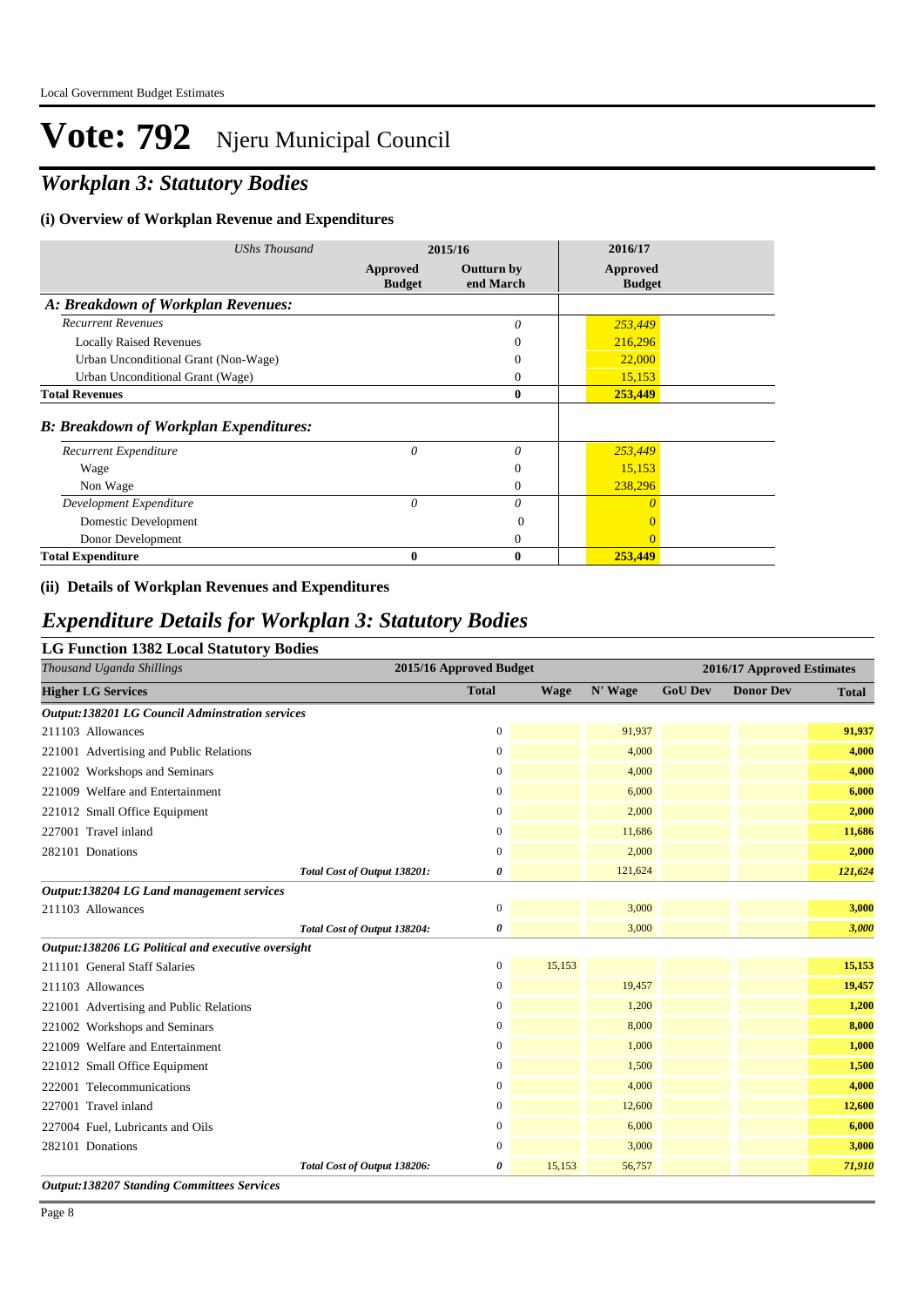# Vote: 792 Njeru Municipal Council

## *Workplan 3: Statutory Bodies*

### (i) Overview of Workplan Revenue and Expenditures

| *UShs Thousand* | 2015/16 | | 2016/17 |
|---|---|---|---|
| | **Approved Budget** | **Outturn by end March** | **Approved Budget** |
| ***A: Breakdown of Workplan Revenues:*** | | | |
| *Recurrent Revenues* | | *0* | *253,449* |
| Locally Raised Revenues | | 0 | 216,296 |
| Urban Unconditional Grant (Non-Wage) | | 0 | 22,000 |
| Urban Unconditional Grant (Wage) | | 0 | 15,153 |
| **Total Revenues** | | **0** | **253,449** |
| ***B: Breakdown of Workplan Expenditures:*** | | | |
| *Recurrent Expenditure* | *0* | *0* | *253,449* |
| Wage | | 0 | 15,153 |
| Non Wage | | 0 | 238,296 |
| *Development Expenditure* | *0* | *0* | *0* |
| Domestic Development | | 0 | 0 |
| Donor Development | | 0 | 0 |
| **Total Expenditure** | **0** | **0** | **253,449** |

### (ii) Details of Workplan Revenues and Expenditures

## *Expenditure Details for Workplan 3: Statutory Bodies*

### LG Function 1382 Local Statutory Bodies

| *Thousand Uganda Shillings* | 2015/16 Approved Budget | 2016/17 Approved Estimates | | | | |
|---|---|---|---|---|---|---|
| **Higher LG Services** | **Total** | **Wage** | **N' Wage** | **GoU Dev** | **Donor Dev** | **Total** |
| ***Output:138201 LG Council Adminstration services*** | | | | | | |
| 211103 Allowances | 0 | | 91,937 | | | **91,937** |
| 221001 Advertising and Public Relations | 0 | | 4,000 | | | **4,000** |
| 221002 Workshops and Seminars | 0 | | 4,000 | | | **4,000** |
| 221009 Welfare and Entertainment | 0 | | 6,000 | | | **6,000** |
| 221012 Small Office Equipment | 0 | | 2,000 | | | **2,000** |
| 227001 Travel inland | 0 | | 11,686 | | | **11,686** |
| 282101 Donations | 0 | | 2,000 | | | **2,000** |
| *Total Cost of Output 138201:* | *0* | | 121,624 | | | ***121,624*** |
| ***Output:138204 LG Land management services*** | | | | | | |
| 211103 Allowances | 0 | | 3,000 | | | **3,000** |
| *Total Cost of Output 138204:* | *0* | | 3,000 | | | ***3,000*** |
| ***Output:138206 LG Political and executive oversight*** | | | | | | |
| 211101 General Staff Salaries | 0 | 15,153 | | | | **15,153** |
| 211103 Allowances | 0 | | 19,457 | | | **19,457** |
| 221001 Advertising and Public Relations | 0 | | 1,200 | | | **1,200** |
| 221002 Workshops and Seminars | 0 | | 8,000 | | | **8,000** |
| 221009 Welfare and Entertainment | 0 | | 1,000 | | | **1,000** |
| 221012 Small Office Equipment | 0 | | 1,500 | | | **1,500** |
| 222001 Telecommunications | 0 | | 4,000 | | | **4,000** |
| 227001 Travel inland | 0 | | 12,600 | | | **12,600** |
| 227004 Fuel, Lubricants and Oils | 0 | | 6,000 | | | **6,000** |
| 282101 Donations | 0 | | 3,000 | | | **3,000** |
| *Total Cost of Output 138206:* | *0* | 15,153 | 56,757 | | | ***71,910*** |
| ***Output:138207 Standing Committees Services*** | | | | | | |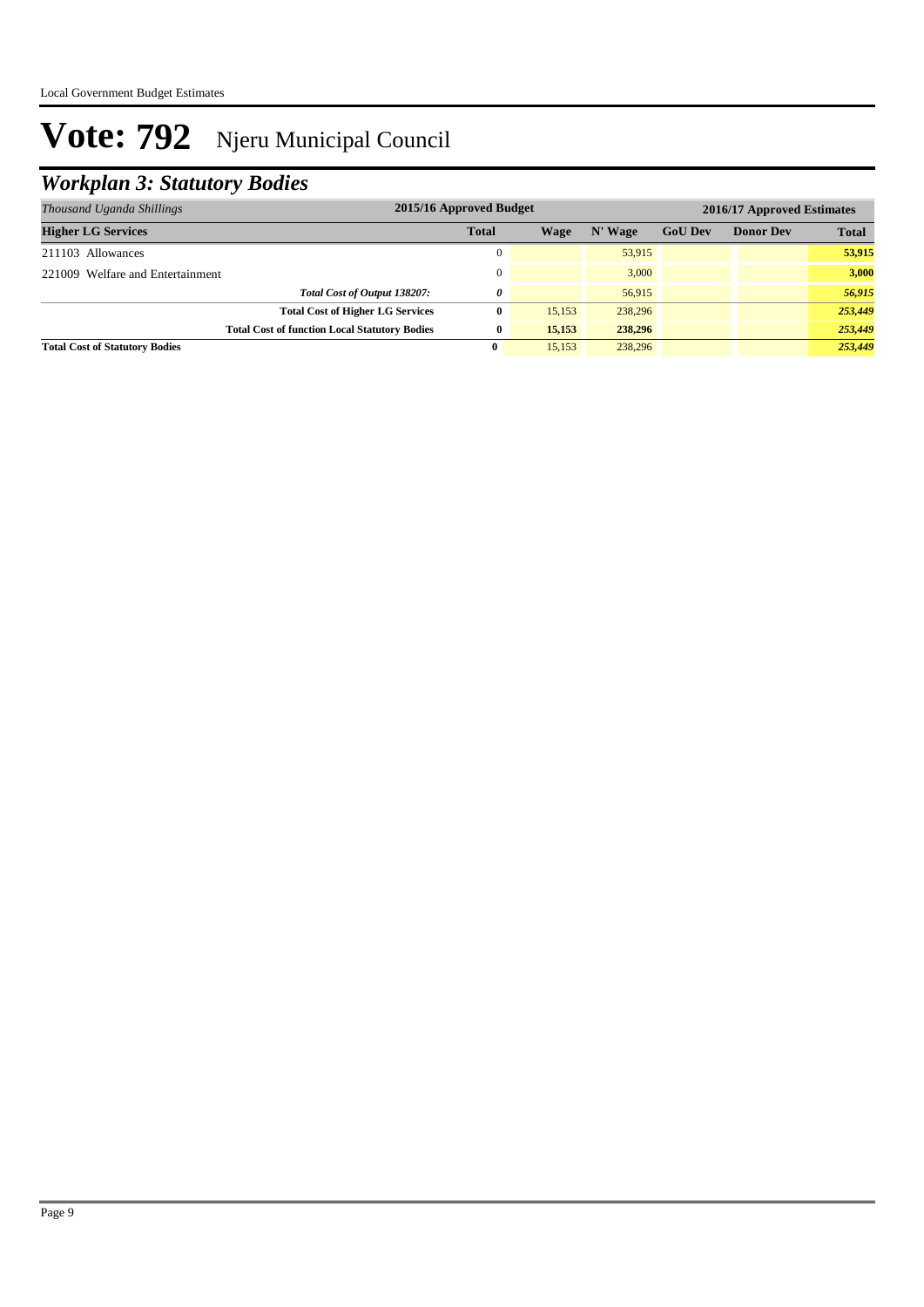# Vote: 792 Njeru Municipal Council

## *Workplan 3: Statutory Bodies*

| *Thousand Uganda Shillings* | 2015/16 Approved Budget | 2016/17 Approved Estimates | | | | |
|---|---|---|---|---|---|---|
| **Higher LG Services** | **Total** | **Wage** | **N' Wage** | **GoU Dev** | **Donor Dev** | **Total** |
| 211103 Allowances | 0 | | 53,915 | | | **53,915** |
| 221009 Welfare and Entertainment | 0 | | 3,000 | | | **3,000** |
| ***Total Cost of Output 138207:*** | ***0*** | | 56,915 | | | ***56,915*** |
| **Total Cost of Higher LG Services** | **0** | 15,153 | 238,296 | | | ***253,449*** |
| **Total Cost of function Local Statutory Bodies** | **0** | **15,153** | **238,296** | | | ***253,449*** |
| **Total Cost of Statutory Bodies** | **0** | 15,153 | 238,296 | | | ***253,449*** |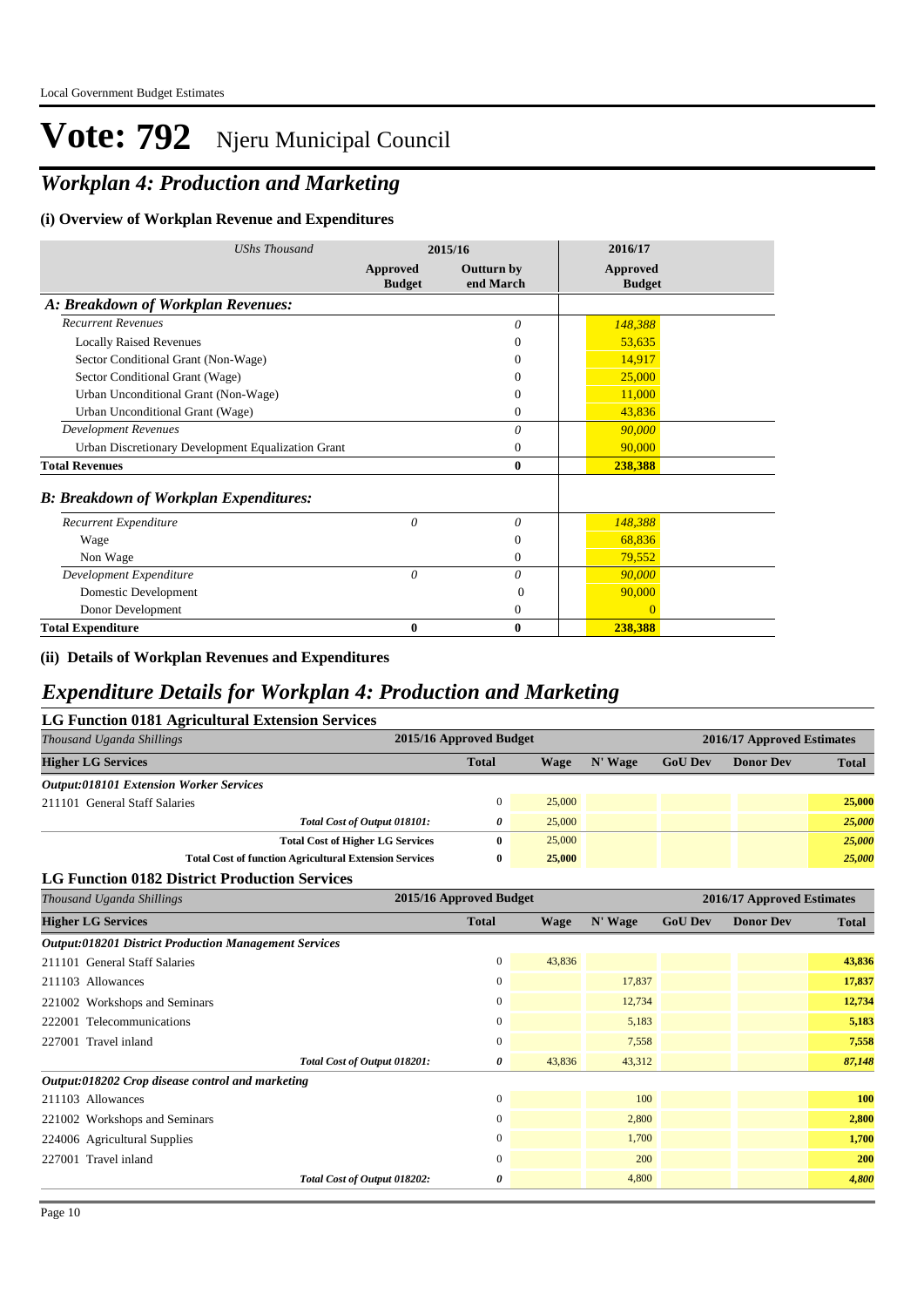# Vote: 792 Njeru Municipal Council

## *Workplan 4: Production and Marketing*

### (i) Overview of Workplan Revenue and Expenditures

| *UShs Thousand* | 2015/16 Approved Budget | 2015/16 Outturn by end March | 2016/17 Approved Budget |
|---|---|---|---|
| ***A: Breakdown of Workplan Revenues:*** | | | |
| *Recurrent Revenues* | | *0* | *148,388* |
| Locally Raised Revenues | | 0 | 53,635 |
| Sector Conditional Grant (Non-Wage) | | 0 | 14,917 |
| Sector Conditional Grant (Wage) | | 0 | 25,000 |
| Urban Unconditional Grant (Non-Wage) | | 0 | 11,000 |
| Urban Unconditional Grant (Wage) | | 0 | 43,836 |
| *Development Revenues* | | *0* | *90,000* |
| Urban Discretionary Development Equalization Grant | | 0 | 90,000 |
| **Total Revenues** | | **0** | **238,388** |
| ***B: Breakdown of Workplan Expenditures:*** | | | |
| *Recurrent Expenditure* | *0* | *0* | *148,388* |
| Wage | | 0 | 68,836 |
| Non Wage | | 0 | 79,552 |
| *Development Expenditure* | *0* | *0* | *90,000* |
| Domestic Development | | 0 | 90,000 |
| Donor Development | | 0 | 0 |
| **Total Expenditure** | **0** | **0** | **238,388** |

### (ii) Details of Workplan Revenues and Expenditures

## *Expenditure Details for Workplan 4: Production and Marketing*

### LG Function 0181 Agricultural Extension Services

| *Thousand Uganda Shillings* | 2015/16 Approved Budget | 2016/17 Approved Estimates | | | | |
|---|---|---|---|---|---|---|
| **Higher LG Services** | **Total** | **Wage** | **N' Wage** | **GoU Dev** | **Donor Dev** | **Total** |
| ***Output:018101 Extension Worker Services*** | | | | | | |
| 211101 General Staff Salaries | 0 | 25,000 | | | | **25,000** |
| *Total Cost of Output 018101:* | *0* | 25,000 | | | | ***25,000*** |
| **Total Cost of Higher LG Services** | **0** | 25,000 | | | | ***25,000*** |
| **Total Cost of function Agricultural Extension Services** | **0** | **25,000** | | | | ***25,000*** |

### LG Function 0182 District Production Services

| *Thousand Uganda Shillings* | 2015/16 Approved Budget | 2016/17 Approved Estimates | | | | |
|---|---|---|---|---|---|---|
| **Higher LG Services** | **Total** | **Wage** | **N' Wage** | **GoU Dev** | **Donor Dev** | **Total** |
| ***Output:018201 District Production Management Services*** | | | | | | |
| 211101 General Staff Salaries | 0 | 43,836 | | | | **43,836** |
| 211103 Allowances | 0 | | 17,837 | | | **17,837** |
| 221002 Workshops and Seminars | 0 | | 12,734 | | | **12,734** |
| 222001 Telecommunications | 0 | | 5,183 | | | **5,183** |
| 227001 Travel inland | 0 | | 7,558 | | | **7,558** |
| *Total Cost of Output 018201:* | *0* | 43,836 | 43,312 | | | ***87,148*** |
| ***Output:018202 Crop disease control and marketing*** | | | | | | |
| 211103 Allowances | 0 | | 100 | | | **100** |
| 221002 Workshops and Seminars | 0 | | 2,800 | | | **2,800** |
| 224006 Agricultural Supplies | 0 | | 1,700 | | | **1,700** |
| 227001 Travel inland | 0 | | 200 | | | **200** |
| *Total Cost of Output 018202:* | *0* | | 4,800 | | | ***4,800*** |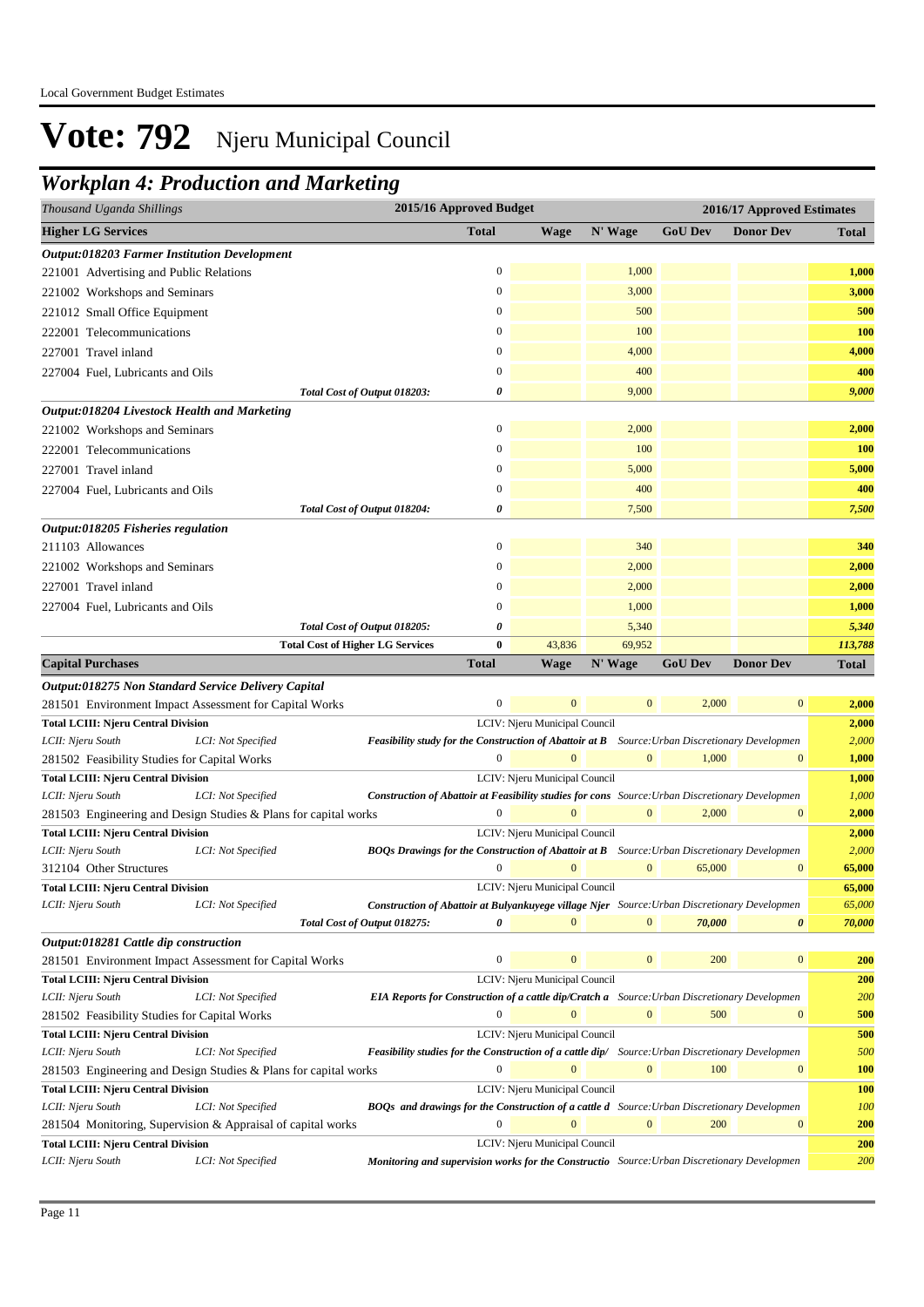Local Government Budget Estimates

# Vote: 792 Njeru Municipal Council

## Workplan 4: Production and Marketing

| Thousand Uganda Shillings | | 2015/16 Approved Budget | | | 2016/17 Approved Estimates | | |
|---|---|---|---|---|---|---|---|
| **Higher LG Services** | | **Total** | **Wage** | **N' Wage** | **GoU Dev** | **Donor Dev** | **Total** |
| ***Output:018203 Farmer Institution Development*** | | | | | | | |
| 221001 Advertising and Public Relations | | 0 | | 1,000 | | | **1,000** |
| 221002 Workshops and Seminars | | 0 | | 3,000 | | | **3,000** |
| 221012 Small Office Equipment | | 0 | | 500 | | | **500** |
| 222001 Telecommunications | | 0 | | 100 | | | **100** |
| 227001 Travel inland | | 0 | | 4,000 | | | **4,000** |
| 227004 Fuel, Lubricants and Oils | | 0 | | 400 | | | **400** |
| | *Total Cost of Output 018203:* | ***0*** | | 9,000 | | | ***9,000*** |
| ***Output:018204 Livestock Health and Marketing*** | | | | | | | |
| 221002 Workshops and Seminars | | 0 | | 2,000 | | | **2,000** |
| 222001 Telecommunications | | 0 | | 100 | | | **100** |
| 227001 Travel inland | | 0 | | 5,000 | | | **5,000** |
| 227004 Fuel, Lubricants and Oils | | 0 | | 400 | | | **400** |
| | *Total Cost of Output 018204:* | ***0*** | | 7,500 | | | ***7,500*** |
| ***Output:018205 Fisheries regulation*** | | | | | | | |
| 211103 Allowances | | 0 | | 340 | | | **340** |
| 221002 Workshops and Seminars | | 0 | | 2,000 | | | **2,000** |
| 227001 Travel inland | | 0 | | 2,000 | | | **2,000** |
| 227004 Fuel, Lubricants and Oils | | 0 | | 1,000 | | | **1,000** |
| | *Total Cost of Output 018205:* | ***0*** | | 5,340 | | | ***5,340*** |
| | **Total Cost of Higher LG Services** | **0** | 43,836 | 69,952 | | | ***113,788*** |
| **Capital Purchases** | | **Total** | **Wage** | **N' Wage** | **GoU Dev** | **Donor Dev** | **Total** |
| ***Output:018275 Non Standard Service Delivery Capital*** | | | | | | | |
| 281501 Environment Impact Assessment for Capital Works | | 0 | 0 | 0 | 2,000 | 0 | **2,000** |
| **Total LCIII: Njeru Central Division** | | LCIV: Njeru Municipal Council | | | | | **2,000** |
| *LCII: Njeru South* | *LCI: Not Specified* | ***Feasibility study for the Construction of Abattoir at B*** | | | *Source:Urban Discretionary Developmen* | | *2,000* |
| 281502 Feasibility Studies for Capital Works | | 0 | 0 | 0 | 1,000 | 0 | **1,000** |
| **Total LCIII: Njeru Central Division** | | LCIV: Njeru Municipal Council | | | | | **1,000** |
| *LCII: Njeru South* | *LCI: Not Specified* | ***Construction of Abattoir at Feasibility studies for cons*** | | | *Source:Urban Discretionary Developmen* | | *1,000* |
| 281503 Engineering and Design Studies & Plans for capital works | | 0 | 0 | 0 | 2,000 | 0 | **2,000** |
| **Total LCIII: Njeru Central Division** | | LCIV: Njeru Municipal Council | | | | | **2,000** |
| *LCII: Njeru South* | *LCI: Not Specified* | ***BOQs Drawings for the Construction of Abattoir at B*** | | | *Source:Urban Discretionary Developmen* | | *2,000* |
| 312104 Other Structures | | 0 | 0 | 0 | 65,000 | 0 | **65,000** |
| **Total LCIII: Njeru Central Division** | | LCIV: Njeru Municipal Council | | | | | **65,000** |
| *LCII: Njeru South* | *LCI: Not Specified* | ***Construction of Abattoir at Bulyankuyege village Njer*** | | | *Source:Urban Discretionary Developmen* | | *65,000* |
| | *Total Cost of Output 018275:* | ***0*** | 0 | 0 | ***70,000*** | ***0*** | ***70,000*** |
| ***Output:018281 Cattle dip construction*** | | | | | | | |
| 281501 Environment Impact Assessment for Capital Works | | 0 | 0 | 0 | 200 | 0 | **200** |
| **Total LCIII: Njeru Central Division** | | LCIV: Njeru Municipal Council | | | | | **200** |
| *LCII: Njeru South* | *LCI: Not Specified* | ***EIA Reports for Construction of a cattle dip/Cratch a*** | | | *Source:Urban Discretionary Developmen* | | *200* |
| 281502 Feasibility Studies for Capital Works | | 0 | 0 | 0 | 500 | 0 | **500** |
| **Total LCIII: Njeru Central Division** | | LCIV: Njeru Municipal Council | | | | | **500** |
| *LCII: Njeru South* | *LCI: Not Specified* | ***Feasibility studies for the Construction of a cattle dip/*** | | | *Source:Urban Discretionary Developmen* | | *500* |
| 281503 Engineering and Design Studies & Plans for capital works | | 0 | 0 | 0 | 100 | 0 | **100** |
| **Total LCIII: Njeru Central Division** | | LCIV: Njeru Municipal Council | | | | | **100** |
| *LCII: Njeru South* | *LCI: Not Specified* | ***BOQs and drawings for the Construction of a cattle d*** | | | *Source:Urban Discretionary Developmen* | | *100* |
| 281504 Monitoring, Supervision & Appraisal of capital works | | 0 | 0 | 0 | 200 | 0 | **200** |
| **Total LCIII: Njeru Central Division** | | LCIV: Njeru Municipal Council | | | | | **200** |
| *LCII: Njeru South* | *LCI: Not Specified* | ***Monitoring and supervision works for the Constructio*** | | | *Source:Urban Discretionary Developmen* | | *200* |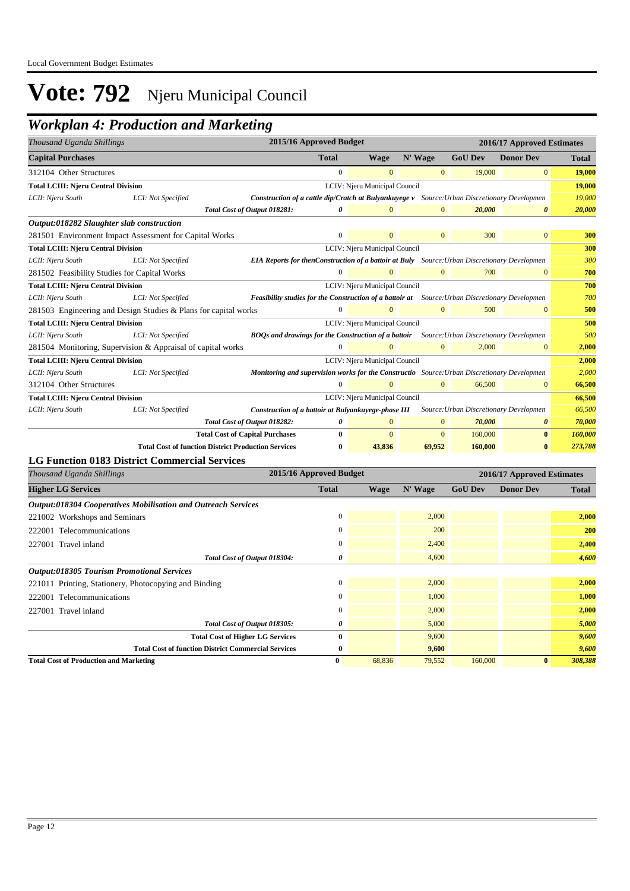# Vote: 792 Njeru Municipal Council

## Workplan 4: Production and Marketing

| Thousand Uganda Shillings | | | 2015/16 Approved Budget | | | 2016/17 Approved Estimates | | |
|---|---|---|---|---|---|---|---|---|
| **Capital Purchases** | | | **Total** | **Wage** | **N' Wage** | **GoU Dev** | **Donor Dev** | **Total** |
| 312104 Other Structures | | | 0 | 0 | 0 | 19,000 | 0 | **19,000** |
| **Total LCIII: Njeru Central Division** | | | LCIV: Njeru Municipal Council | | | | | **19,000** |
| *LCII: Njeru South* | *LCI: Not Specified* | ***Construction of a cattle dip/Cratch at Bulyankuyege v*** | | | | *Source:Urban Discretionary Developmen* | | *19,000* |
| | | ***Total Cost of Output 018281:*** | ***0*** | *0* | *0* | ***20,000*** | ***0*** | ***20,000*** |
| ***Output:018282 Slaughter slab construction*** | | | | | | | | |
| 281501 Environment Impact Assessment for Capital Works | | | 0 | 0 | 0 | 300 | 0 | **300** |
| **Total LCIII: Njeru Central Division** | | | LCIV: Njeru Municipal Council | | | | | **300** |
| *LCII: Njeru South* | *LCI: Not Specified* | ***EIA Reports for thenConstruction of a battoir at Buly*** | | | | *Source:Urban Discretionary Developmen* | | *300* |
| 281502 Feasibility Studies for Capital Works | | | 0 | 0 | 0 | 700 | 0 | **700** |
| **Total LCIII: Njeru Central Division** | | | LCIV: Njeru Municipal Council | | | | | **700** |
| *LCII: Njeru South* | *LCI: Not Specified* | ***Feasibility studies for the Construction of a battoir at*** | | | | *Source:Urban Discretionary Developmen* | | *700* |
| 281503 Engineering and Design Studies & Plans for capital works | | | 0 | 0 | 0 | 500 | 0 | **500** |
| **Total LCIII: Njeru Central Division** | | | LCIV: Njeru Municipal Council | | | | | **500** |
| *LCII: Njeru South* | *LCI: Not Specified* | ***BOQs and drawings for the Construction of a battoir*** | | | | *Source:Urban Discretionary Developmen* | | *500* |
| 281504 Monitoring, Supervision & Appraisal of capital works | | | 0 | 0 | 0 | 2,000 | 0 | **2,000** |
| **Total LCIII: Njeru Central Division** | | | LCIV: Njeru Municipal Council | | | | | **2,000** |
| *LCII: Njeru South* | *LCI: Not Specified* | ***Monitoring and supervision works for the Constructio*** | | | | *Source:Urban Discretionary Developmen* | | *2,000* |
| 312104 Other Structures | | | 0 | 0 | 0 | 66,500 | 0 | **66,500** |
| **Total LCIII: Njeru Central Division** | | | LCIV: Njeru Municipal Council | | | | | **66,500** |
| *LCII: Njeru South* | *LCI: Not Specified* | ***Construction of a battoir at Bulyankuyege-phase III*** | | | | *Source:Urban Discretionary Developmen* | | *66,500* |
| | | ***Total Cost of Output 018282:*** | ***0*** | *0* | *0* | ***70,000*** | ***0*** | ***70,000*** |
| | | **Total Cost of Capital Purchases** | **0** | 0 | 0 | 160,000 | **0** | ***160,000*** |
| | | **Total Cost of function District Production Services** | **0** | **43,836** | **69,952** | **160,000** | **0** | ***273,788*** |

### LG Function 0183 District Commercial Services

| Thousand Uganda Shillings | 2015/16 Approved Budget | | | 2016/17 Approved Estimates | | |
|---|---|---|---|---|---|---|
| **Higher LG Services** | **Total** | **Wage** | **N' Wage** | **GoU Dev** | **Donor Dev** | **Total** |
| ***Output:018304 Cooperatives Mobilisation and Outreach Services*** | | | | | | |
| 221002 Workshops and Seminars | 0 | | 2,000 | | | **2,000** |
| 222001 Telecommunications | 0 | | 200 | | | **200** |
| 227001 Travel inland | 0 | | 2,400 | | | **2,400** |
| ***Total Cost of Output 018304:*** | ***0*** | | *4,600* | | | ***4,600*** |
| ***Output:018305 Tourism Promotional Services*** | | | | | | |
| 221011 Printing, Stationery, Photocopying and Binding | 0 | | 2,000 | | | **2,000** |
| 222001 Telecommunications | 0 | | 1,000 | | | **1,000** |
| 227001 Travel inland | 0 | | 2,000 | | | **2,000** |
| ***Total Cost of Output 018305:*** | ***0*** | | *5,000* | | | ***5,000*** |
| **Total Cost of Higher LG Services** | **0** | | 9,600 | | | ***9,600*** |
| **Total Cost of function District Commercial Services** | **0** | | **9,600** | | | ***9,600*** |
| **Total Cost of Production and Marketing** | **0** | 68,836 | 79,552 | 160,000 | **0** | ***308,388*** |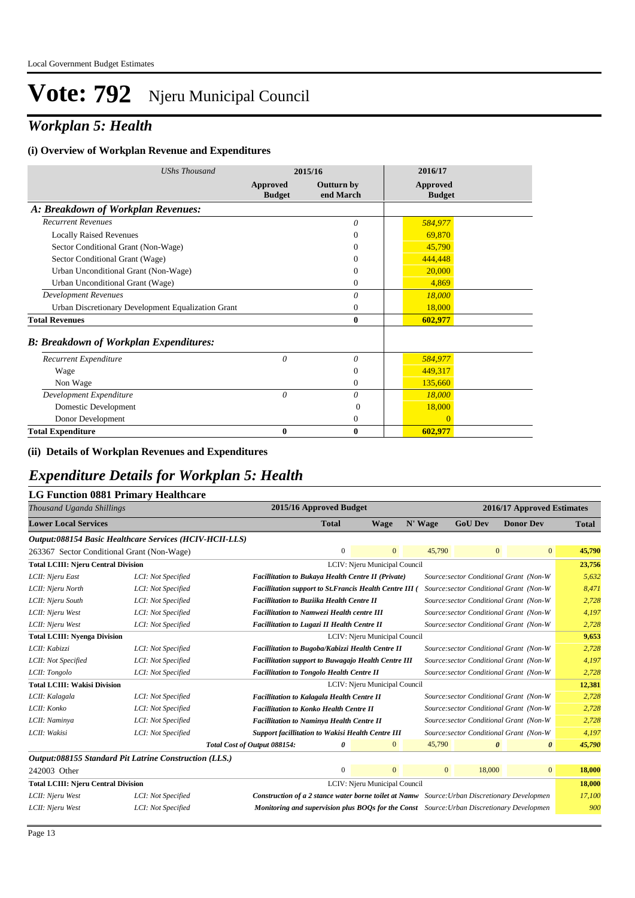# Vote: 792 Njeru Municipal Council

## *Workplan 5: Health*

### (i) Overview of Workplan Revenue and Expenditures

| *UShs Thousand* | 2015/16 Approved Budget | 2015/16 Outturn by end March | 2016/17 Approved Budget |
|---|---|---|---|
| ***A: Breakdown of Workplan Revenues:*** | | | |
| *Recurrent Revenues* | | *0* | *584,977* |
| Locally Raised Revenues | | 0 | 69,870 |
| Sector Conditional Grant (Non-Wage) | | 0 | 45,790 |
| Sector Conditional Grant (Wage) | | 0 | 444,448 |
| Urban Unconditional Grant (Non-Wage) | | 0 | 20,000 |
| Urban Unconditional Grant (Wage) | | 0 | 4,869 |
| *Development Revenues* | | *0* | *18,000* |
| Urban Discretionary Development Equalization Grant | | 0 | 18,000 |
| **Total Revenues** | | **0** | **602,977** |
| ***B: Breakdown of Workplan Expenditures:*** | | | |
| *Recurrent Expenditure* | *0* | *0* | *584,977* |
| Wage | | 0 | 449,317 |
| Non Wage | | 0 | 135,660 |
| *Development Expenditure* | *0* | *0* | *18,000* |
| Domestic Development | | 0 | 18,000 |
| Donor Development | | 0 | 0 |
| **Total Expenditure** | **0** | **0** | **602,977** |

### (ii) Details of Workplan Revenues and Expenditures

## *Expenditure Details for Workplan 5: Health*

### LG Function 0881 Primary Healthcare

| *Thousand Uganda Shillings* | | | 2015/16 Approved Budget Total | 2016/17 Wage | 2016/17 N' Wage | 2016/17 GoU Dev | 2016/17 Donor Dev | 2016/17 Total |
|---|---|---|---|---|---|---|---|---|
| **Lower Local Services** | | | | | | | | |
| ***Output:088154 Basic Healthcare Services (HCIV-HCII-LLS)*** | | | | | | | | |
| 263367 Sector Conditional Grant (Non-Wage) | | | 0 | 0 | 45,790 | 0 | 0 | **45,790** |
| **Total LCIII: Njeru Central Division** | | LCIV: Njeru Municipal Council | | | | | | **23,756** |
| *LCII: Njeru East* | *LCI: Not Specified* | ***Facillitation to Bukaya Health Centre II (Private)*** | | | *Source:sector Conditional Grant (Non-W* | | | *5,632* |
| *LCII: Njeru North* | *LCI: Not Specified* | ***Facillitation support to St.Francis Health Centre III (*** | | | *Source:sector Conditional Grant (Non-W* | | | *8,471* |
| *LCII: Njeru South* | *LCI: Not Specified* | ***Facillitation to Buziika Health Centre II*** | | | *Source:sector Conditional Grant (Non-W* | | | *2,728* |
| *LCII: Njeru West* | *LCI: Not Specified* | ***Facillitation to Namwezi Health centre III*** | | | *Source:sector Conditional Grant (Non-W* | | | *4,197* |
| *LCII: Njeru West* | *LCI: Not Specified* | ***Facillitation to Lugazi II Health Centre II*** | | | *Source:sector Conditional Grant (Non-W* | | | *2,728* |
| **Total LCIII: Nyenga Division** | | LCIV: Njeru Municipal Council | | | | | | **9,653** |
| *LCII: Kabizzi* | *LCI: Not Specified* | ***Facillitation to Bugoba/Kabizzi Health Centre II*** | | | *Source:sector Conditional Grant (Non-W* | | | *2,728* |
| *LCII: Not Specified* | *LCI: Not Specified* | ***Facillitation support to Buwagajo Health Centre III*** | | | *Source:sector Conditional Grant (Non-W* | | | *4,197* |
| *LCII: Tongolo* | *LCI: Not Specified* | ***Facillitation to Tongolo Health Centre II*** | | | *Source:sector Conditional Grant (Non-W* | | | *2,728* |
| **Total LCIII: Wakisi Division** | | LCIV: Njeru Municipal Council | | | | | | **12,381** |
| *LCII: Kalagala* | *LCI: Not Specified* | ***Facillitation to Kalagala Health Centre II*** | | | *Source:sector Conditional Grant (Non-W* | | | *2,728* |
| *LCII: Konko* | *LCI: Not Specified* | ***Facillitation to Konko Health Centre II*** | | | *Source:sector Conditional Grant (Non-W* | | | *2,728* |
| *LCII: Naminya* | *LCI: Not Specified* | ***Facillitation to Naminya Health Centre II*** | | | *Source:sector Conditional Grant (Non-W* | | | *2,728* |
| *LCII: Wakisi* | *LCI: Not Specified* | ***Support facillitation to Wakisi Health Centre III*** | | | *Source:sector Conditional Grant (Non-W* | | | *4,197* |
| | | ***Total Cost of Output 088154:*** | ***0*** | 0 | 45,790 | ***0*** | ***0*** | ***45,790*** |
| ***Output:088155 Standard Pit Latrine Construction (LLS.)*** | | | | | | | | |
| 242003 Other | | | 0 | 0 | 0 | 18,000 | 0 | **18,000** |
| **Total LCIII: Njeru Central Division** | | LCIV: Njeru Municipal Council | | | | | | **18,000** |
| *LCII: Njeru West* | *LCI: Not Specified* | ***Construction of a 2 stance water borne toilet at Namw*** | | | *Source:Urban Discretionary Developmen* | | | *17,100* |
| *LCII: Njeru West* | *LCI: Not Specified* | ***Monitoring and supervision plus BOQs for the Const*** | | | *Source:Urban Discretionary Developmen* | | | *900* |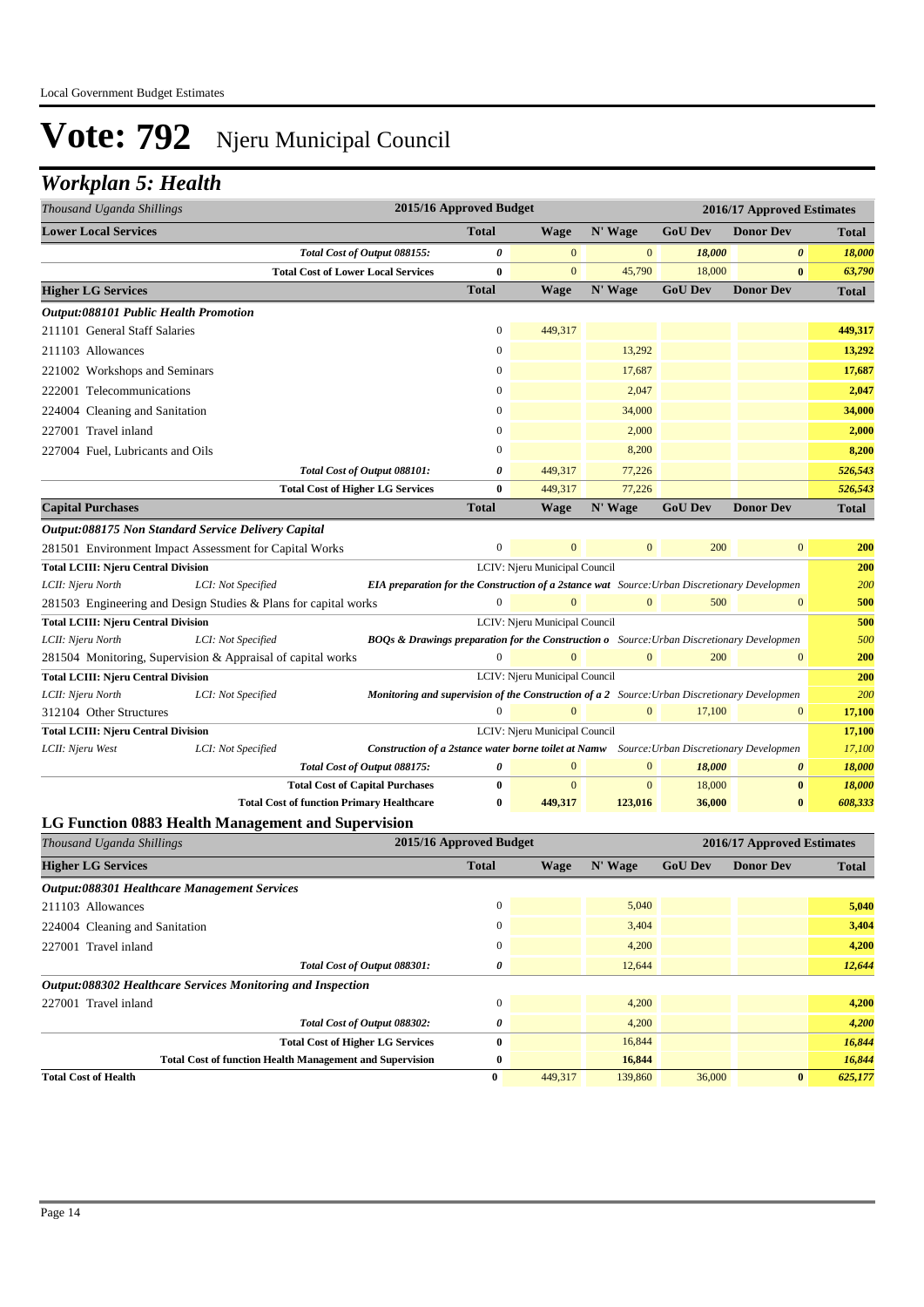# Vote: 792 Njeru Municipal Council

## Workplan 5: Health

| Thousand Uganda Shillings | 2015/16 Approved Budget | 2016/17 Approved Estimates | | | | |
|---|---|---|---|---|---|---|
| **Lower Local Services** | **Total** | **Wage** | **N' Wage** | **GoU Dev** | **Donor Dev** | **Total** |
| *Total Cost of Output 088155:* | *0* | 0 | 0 | *18,000* | *0* | *18,000* |
| **Total Cost of Lower Local Services** | **0** | 0 | 45,790 | 18,000 | **0** | *63,790* |
| **Higher LG Services** | **Total** | **Wage** | **N' Wage** | **GoU Dev** | **Donor Dev** | **Total** |
| ***Output:088101 Public Health Promotion*** | | | | | | |
| 211101 General Staff Salaries | 0 | 449,317 | | | | **449,317** |
| 211103 Allowances | 0 | | 13,292 | | | **13,292** |
| 221002 Workshops and Seminars | 0 | | 17,687 | | | **17,687** |
| 222001 Telecommunications | 0 | | 2,047 | | | **2,047** |
| 224004 Cleaning and Sanitation | 0 | | 34,000 | | | **34,000** |
| 227001 Travel inland | 0 | | 2,000 | | | **2,000** |
| 227004 Fuel, Lubricants and Oils | 0 | | 8,200 | | | **8,200** |
| *Total Cost of Output 088101:* | *0* | 449,317 | 77,226 | | | *526,543* |
| **Total Cost of Higher LG Services** | **0** | 449,317 | 77,226 | | | *526,543* |
| **Capital Purchases** | **Total** | **Wage** | **N' Wage** | **GoU Dev** | **Donor Dev** | **Total** |
| ***Output:088175 Non Standard Service Delivery Capital*** | | | | | | |
| 281501 Environment Impact Assessment for Capital Works | 0 | 0 | 0 | 200 | 0 | **200** |
| **Total LCIII: Njeru Central Division** | | LCIV: Njeru Municipal Council | | | | **200** |
| *LCII: Njeru North* *LCI: Not Specified* | ***EIA preparation for the Construction of a 2stance wat*** | *Source:Urban Discretionary Developmen* | | | | *200* |
| 281503 Engineering and Design Studies & Plans for capital works | 0 | 0 | 0 | 500 | 0 | **500** |
| **Total LCIII: Njeru Central Division** | | LCIV: Njeru Municipal Council | | | | **500** |
| *LCII: Njeru North* *LCI: Not Specified* | ***BOQs & Drawings preparation for the Construction o*** | *Source:Urban Discretionary Developmen* | | | | *500* |
| 281504 Monitoring, Supervision & Appraisal of capital works | 0 | 0 | 0 | 200 | 0 | **200** |
| **Total LCIII: Njeru Central Division** | | LCIV: Njeru Municipal Council | | | | **200** |
| *LCII: Njeru North* *LCI: Not Specified* | ***Monitoring and supervision of the Construction of a 2*** | *Source:Urban Discretionary Developmen* | | | | *200* |
| 312104 Other Structures | 0 | 0 | 0 | 17,100 | 0 | **17,100** |
| **Total LCIII: Njeru Central Division** | | LCIV: Njeru Municipal Council | | | | **17,100** |
| *LCII: Njeru West* *LCI: Not Specified* | ***Construction of a 2stance water borne toilet at Namw*** | *Source:Urban Discretionary Developmen* | | | | *17,100* |
| *Total Cost of Output 088175:* | *0* | 0 | 0 | *18,000* | *0* | *18,000* |
| **Total Cost of Capital Purchases** | **0** | 0 | 0 | 18,000 | **0** | *18,000* |
| **Total Cost of function Primary Healthcare** | **0** | **449,317** | **123,016** | **36,000** | **0** | *608,333* |

### LG Function 0883 Health Management and Supervision

| Thousand Uganda Shillings | 2015/16 Approved Budget | 2016/17 Approved Estimates | | | | |
|---|---|---|---|---|---|---|
| **Higher LG Services** | **Total** | **Wage** | **N' Wage** | **GoU Dev** | **Donor Dev** | **Total** |
| ***Output:088301 Healthcare Management Services*** | | | | | | |
| 211103 Allowances | 0 | | 5,040 | | | **5,040** |
| 224004 Cleaning and Sanitation | 0 | | 3,404 | | | **3,404** |
| 227001 Travel inland | 0 | | 4,200 | | | **4,200** |
| *Total Cost of Output 088301:* | *0* | | 12,644 | | | *12,644* |
| ***Output:088302 Healthcare Services Monitoring and Inspection*** | | | | | | |
| 227001 Travel inland | 0 | | 4,200 | | | **4,200** |
| *Total Cost of Output 088302:* | *0* | | 4,200 | | | *4,200* |
| **Total Cost of Higher LG Services** | **0** | | 16,844 | | | *16,844* |
| **Total Cost of function Health Management and Supervision** | **0** | | **16,844** | | | *16,844* |
| **Total Cost of Health** | **0** | 449,317 | 139,860 | 36,000 | **0** | *625,177* |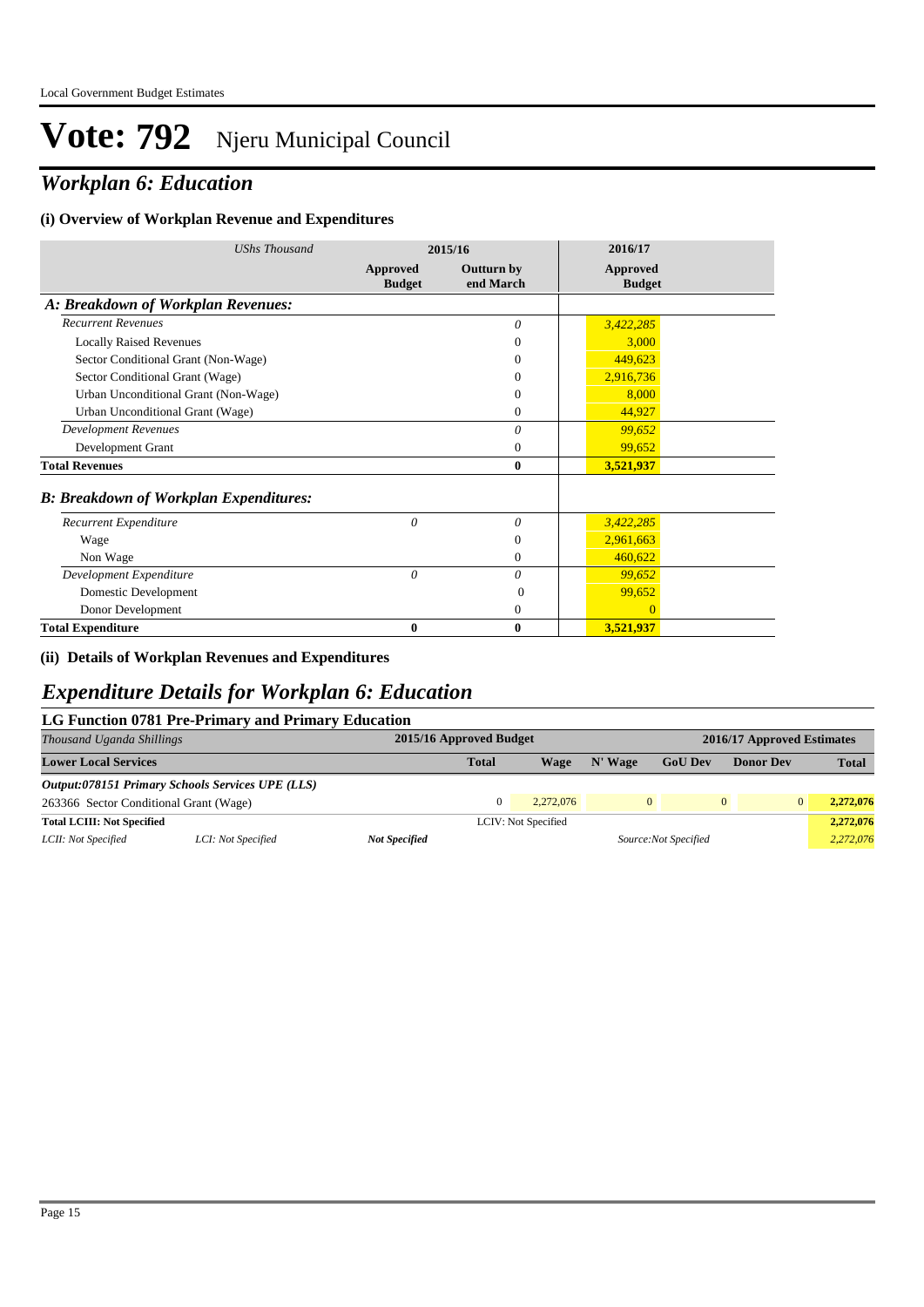# Vote: 792 Njeru Municipal Council

## *Workplan 6: Education*

### (i) Overview of Workplan Revenue and Expenditures

| *UShs Thousand* | 2015/16 | | 2016/17 |
|---|---|---|---|
| | **Approved Budget** | **Outturn by end March** | **Approved Budget** |
| ***A: Breakdown of Workplan Revenues:*** | | | |
| *Recurrent Revenues* | | *0* | *3,422,285* |
| Locally Raised Revenues | | 0 | 3,000 |
| Sector Conditional Grant (Non-Wage) | | 0 | 449,623 |
| Sector Conditional Grant (Wage) | | 0 | 2,916,736 |
| Urban Unconditional Grant (Non-Wage) | | 0 | 8,000 |
| Urban Unconditional Grant (Wage) | | 0 | 44,927 |
| *Development Revenues* | | *0* | *99,652* |
| Development Grant | | 0 | 99,652 |
| **Total Revenues** | | **0** | **3,521,937** |
| ***B: Breakdown of Workplan Expenditures:*** | | | |
| *Recurrent Expenditure* | *0* | *0* | *3,422,285* |
| Wage | | 0 | 2,961,663 |
| Non Wage | | 0 | 460,622 |
| *Development Expenditure* | *0* | *0* | *99,652* |
| Domestic Development | | 0 | 99,652 |
| Donor Development | | 0 | 0 |
| **Total Expenditure** | **0** | **0** | **3,521,937** |

### (ii) Details of Workplan Revenues and Expenditures

## *Expenditure Details for Workplan 6: Education*

### LG Function 0781 Pre-Primary and Primary Education

| *Thousand Uganda Shillings* | | 2015/16 Approved Budget | | 2016/17 Approved Estimates | | | |
|---|---|---|---|---|---|---|---|
| **Lower Local Services** | | **Total** | **Wage** | **N' Wage** | **GoU Dev** | **Donor Dev** | **Total** |
| ***Output:078151 Primary Schools Services UPE (LLS)*** | | | | | | | |
| 263366 Sector Conditional Grant (Wage) | | 0 | 2,272,076 | 0 | 0 | 0 | **2,272,076** |
| **Total LCIII: Not Specified** | | | LCIV: Not Specified | | | | **2,272,076** |
| *LCII: Not Specified* | *LCI: Not Specified* | ***Not Specified*** | | *Source:Not Specified* | | | *2,272,076* |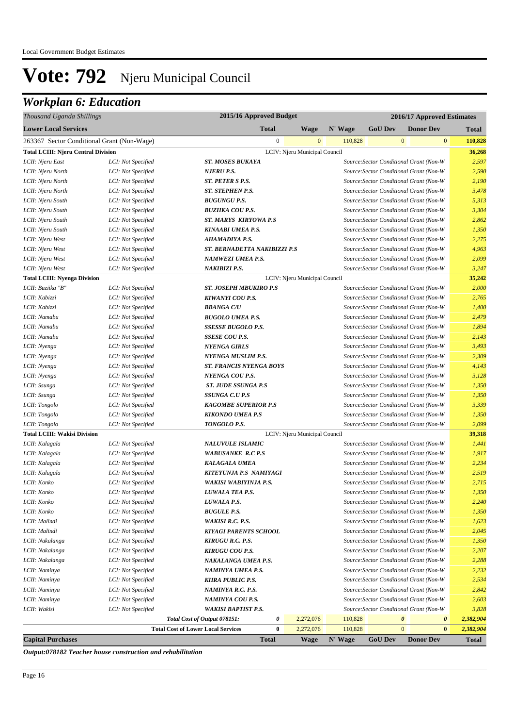# Vote: 792 Njeru Municipal Council

## Workplan 6: Education

| Thousand Uganda Shillings | | | 2015/16 Approved Budget | | 2016/17 Approved Estimates | | | |
|---|---|---|---|---|---|---|---|---|
| **Lower Local Services** | | | **Total** | **Wage** | **N' Wage** | **GoU Dev** | **Donor Dev** | **Total** |
| 263367 Sector Conditional Grant (Non-Wage) | | | 0 | 0 | 110,828 | 0 | 0 | 110,828 |
| **Total LCIII: Njeru Central Division** | | | LCIV: Njeru Municipal Council | | | | | **36,268** |
| LCII: Njeru East | LCI: Not Specified | ST. MOSES BUKAYA | | | Source:Sector Conditional Grant (Non-W | | | 2,597 |
| LCII: Njeru North | LCI: Not Specified | NJERU P.S. | | | Source:Sector Conditional Grant (Non-W | | | 2,590 |
| LCII: Njeru North | LCI: Not Specified | ST. PETER S P.S. | | | Source:Sector Conditional Grant (Non-W | | | 2,190 |
| LCII: Njeru North | LCI: Not Specified | ST. STEPHEN P.S. | | | Source:Sector Conditional Grant (Non-W | | | 3,478 |
| LCII: Njeru South | LCI: Not Specified | BUGUNGU P.S. | | | Source:Sector Conditional Grant (Non-W | | | 5,313 |
| LCII: Njeru South | LCI: Not Specified | BUZIIKA COU P.S. | | | Source:Sector Conditional Grant (Non-W | | | 3,304 |
| LCII: Njeru South | LCI: Not Specified | ST. MARYS KIRYOWA P.S | | | Source:Sector Conditional Grant (Non-W | | | 2,862 |
| LCII: Njeru South | LCI: Not Specified | KINAABI UMEA P.S. | | | Source:Sector Conditional Grant (Non-W | | | 1,350 |
| LCII: Njeru West | LCI: Not Specified | AHAMADIYA P.S. | | | Source:Sector Conditional Grant (Non-W | | | 2,275 |
| LCII: Njeru West | LCI: Not Specified | ST. BERNADETTA NAKIBIZZI P.S | | | Source:Sector Conditional Grant (Non-W | | | 4,963 |
| LCII: Njeru West | LCI: Not Specified | NAMWEZI UMEA P.S. | | | Source:Sector Conditional Grant (Non-W | | | 2,099 |
| LCII: Njeru West | LCI: Not Specified | NAKIBIZI P.S. | | | Source:Sector Conditional Grant (Non-W | | | 3,247 |
| **Total LCIII: Nyenga Division** | | | LCIV: Njeru Municipal Council | | | | | **35,242** |
| LCII: Buziika "B" | LCI: Not Specified | ST. JOSEPH MBUKIRO P.S | | | Source:Sector Conditional Grant (Non-W | | | 2,000 |
| LCII: Kabizzi | LCI: Not Specified | KIWANYI COU P.S. | | | Source:Sector Conditional Grant (Non-W | | | 2,765 |
| LCII: Kabizzi | LCI: Not Specified | BBANGA C/U | | | Source:Sector Conditional Grant (Non-W | | | 1,400 |
| LCII: Namabu | LCI: Not Specified | BUGOLO UMEA P.S. | | | Source:Sector Conditional Grant (Non-W | | | 2,479 |
| LCII: Namabu | LCI: Not Specified | SSESSE BUGOLO P.S. | | | Source:Sector Conditional Grant (Non-W | | | 1,894 |
| LCII: Namabu | LCI: Not Specified | SSESE COU P.S. | | | Source:Sector Conditional Grant (Non-W | | | 2,143 |
| LCII: Nyenga | LCI: Not Specified | NYENGA GIRLS | | | Source:Sector Conditional Grant (Non-W | | | 3,493 |
| LCII: Nyenga | LCI: Not Specified | NYENGA MUSLIM P.S. | | | Source:Sector Conditional Grant (Non-W | | | 2,309 |
| LCII: Nyenga | LCI: Not Specified | ST. FRANCIS NYENGA BOYS | | | Source:Sector Conditional Grant (Non-W | | | 4,143 |
| LCII: Nyenga | LCI: Not Specified | NYENGA COU P.S. | | | Source:Sector Conditional Grant (Non-W | | | 3,128 |
| LCII: Ssunga | LCI: Not Specified | ST. JUDE SSUNGA P.S | | | Source:Sector Conditional Grant (Non-W | | | 1,350 |
| LCII: Ssunga | LCI: Not Specified | SSUNGA C.U P.S | | | Source:Sector Conditional Grant (Non-W | | | 1,350 |
| LCII: Tongolo | LCI: Not Specified | KAGOMBE SUPERIOR P.S | | | Source:Sector Conditional Grant (Non-W | | | 3,339 |
| LCII: Tongolo | LCI: Not Specified | KIKONDO UMEA P.S | | | Source:Sector Conditional Grant (Non-W | | | 1,350 |
| LCII: Tongolo | LCI: Not Specified | TONGOLO P.S. | | | Source:Sector Conditional Grant (Non-W | | | 2,099 |
| **Total LCIII: Wakisi Division** | | | LCIV: Njeru Municipal Council | | | | | **39,318** |
| LCII: Kalagala | LCI: Not Specified | NALUVULE ISLAMIC | | | Source:Sector Conditional Grant (Non-W | | | 1,441 |
| LCII: Kalagala | LCI: Not Specified | WABUSANKE R.C P.S | | | Source:Sector Conditional Grant (Non-W | | | 1,917 |
| LCII: Kalagala | LCI: Not Specified | KALAGALA UMEA | | | Source:Sector Conditional Grant (Non-W | | | 2,234 |
| LCII: Kalagala | LCI: Not Specified | KITEYUNJA P.S NAMIYAGI | | | Source:Sector Conditional Grant (Non-W | | | 2,519 |
| LCII: Konko | LCI: Not Specified | WAKISI WABIYINJA P.S. | | | Source:Sector Conditional Grant (Non-W | | | 2,715 |
| LCII: Konko | LCI: Not Specified | LUWALA TEA P.S. | | | Source:Sector Conditional Grant (Non-W | | | 1,350 |
| LCII: Konko | LCI: Not Specified | LUWALA P.S. | | | Source:Sector Conditional Grant (Non-W | | | 2,240 |
| LCII: Konko | LCI: Not Specified | BUGULE P.S. | | | Source:Sector Conditional Grant (Non-W | | | 1,350 |
| LCII: Malindi | LCI: Not Specified | WAKISI R.C. P.S. | | | Source:Sector Conditional Grant (Non-W | | | 1,623 |
| LCII: Malindi | LCI: Not Specified | KIYAGI PARENTS SCHOOL | | | Source:Sector Conditional Grant (Non-W | | | 2,045 |
| LCII: Nakalanga | LCI: Not Specified | KIRUGU R.C. P.S. | | | Source:Sector Conditional Grant (Non-W | | | 1,350 |
| LCII: Nakalanga | LCI: Not Specified | KIRUGU COU P.S. | | | Source:Sector Conditional Grant (Non-W | | | 2,207 |
| LCII: Nakalanga | LCI: Not Specified | NAKALANGA UMEA P.S. | | | Source:Sector Conditional Grant (Non-W | | | 2,288 |
| LCII: Naminya | LCI: Not Specified | NAMINYA UMEA P.S. | | | Source:Sector Conditional Grant (Non-W | | | 2,232 |
| LCII: Naminya | LCI: Not Specified | KIIRA PUBLIC P.S. | | | Source:Sector Conditional Grant (Non-W | | | 2,534 |
| LCII: Naminya | LCI: Not Specified | NAMINYA R.C. P.S. | | | Source:Sector Conditional Grant (Non-W | | | 2,842 |
| LCII: Naminya | LCI: Not Specified | NAMINYA COU P.S. | | | Source:Sector Conditional Grant (Non-W | | | 2,603 |
| LCII: Wakisi | LCI: Not Specified | WAKISI BAPTIST P.S. | | | Source:Sector Conditional Grant (Non-W | | | 3,828 |
| | | *Total Cost of Output 078151:* | *0* | 2,272,076 | 110,828 | *0* | *0* | *2,382,904* |
| | | **Total Cost of Lower Local Services** | **0** | 2,272,076 | 110,828 | 0 | **0** | ***2,382,904*** |
| **Capital Purchases** | | | **Total** | **Wage** | **N' Wage** | **GoU Dev** | **Donor Dev** | **Total** |

*Output:078182 Teacher house construction and rehabilitation*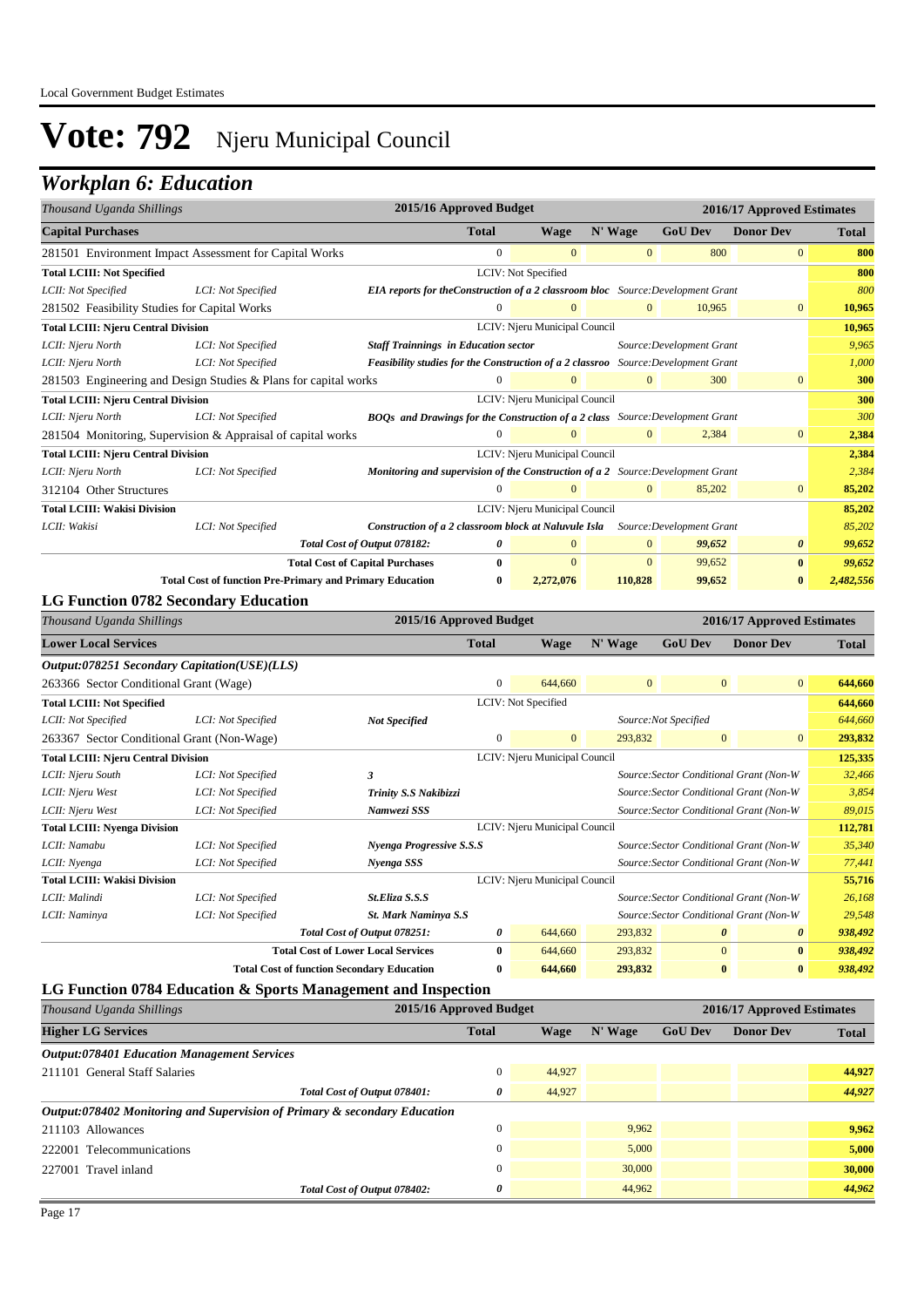Local Government Budget Estimates

# Vote: 792 Njeru Municipal Council

## Workplan 6: Education

| Thousand Uganda Shillings | | 2015/16 Approved Budget | | | 2016/17 Approved Estimates | | |
|---|---|---|---|---|---|---|---|
| **Capital Purchases** | | **Total** | **Wage** | **N' Wage** | **GoU Dev** | **Donor Dev** | **Total** |
| 281501 Environment Impact Assessment for Capital Works | | 0 | 0 | 0 | 800 | 0 | **800** |
| **Total LCIII: Not Specified** | | LCIV: Not Specified | | | | | **800** |
| *LCII: Not Specified* | *LCI: Not Specified* | ***EIA reports for theConstruction of a 2 classroom bloc*** | | *Source:Development Grant* | | | *800* |
| 281502 Feasibility Studies for Capital Works | | 0 | 0 | 0 | 10,965 | 0 | **10,965** |
| **Total LCIII: Njeru Central Division** | | LCIV: Njeru Municipal Council | | | | | **10,965** |
| *LCII: Njeru North* | *LCI: Not Specified* | ***Staff Trainnings in Education sector*** | | *Source:Development Grant* | | | *9,965* |
| *LCII: Njeru North* | *LCI: Not Specified* | ***Feasibility studies for the Construction of a 2 classroo*** | | *Source:Development Grant* | | | *1,000* |
| 281503 Engineering and Design Studies & Plans for capital works | | 0 | 0 | 0 | 300 | 0 | **300** |
| **Total LCIII: Njeru Central Division** | | LCIV: Njeru Municipal Council | | | | | **300** |
| *LCII: Njeru North* | *LCI: Not Specified* | ***BOQs and Drawings for the Construction of a 2 class*** | | *Source:Development Grant* | | | *300* |
| 281504 Monitoring, Supervision & Appraisal of capital works | | 0 | 0 | 0 | 2,384 | 0 | **2,384** |
| **Total LCIII: Njeru Central Division** | | LCIV: Njeru Municipal Council | | | | | **2,384** |
| *LCII: Njeru North* | *LCI: Not Specified* | ***Monitoring and supervision of the Construction of a 2*** | | *Source:Development Grant* | | | *2,384* |
| 312104 Other Structures | | 0 | 0 | 0 | 85,202 | 0 | **85,202** |
| **Total LCIII: Wakisi Division** | | LCIV: Njeru Municipal Council | | | | | **85,202** |
| *LCII: Wakisi* | *LCI: Not Specified* | ***Construction of a 2 classroom block at Naluvule Isla*** | | *Source:Development Grant* | | | *85,202* |
| | *Total Cost of Output 078182:* | *0* | 0 | 0 | *99,652* | *0* | *99,652* |
| | **Total Cost of Capital Purchases** | **0** | 0 | 0 | 99,652 | **0** | *99,652* |
| | **Total Cost of function Pre-Primary and Primary Education** | **0** | **2,272,076** | **110,828** | **99,652** | **0** | *2,482,556* |

### LG Function 0782 Secondary Education

| Thousand Uganda Shillings | | 2015/16 Approved Budget | | | 2016/17 Approved Estimates | | |
|---|---|---|---|---|---|---|---|
| **Lower Local Services** | | **Total** | **Wage** | **N' Wage** | **GoU Dev** | **Donor Dev** | **Total** |
| ***Output:078251 Secondary Capitation(USE)(LLS)*** | | | | | | | |
| 263366 Sector Conditional Grant (Wage) | | 0 | 644,660 | 0 | 0 | 0 | **644,660** |
| **Total LCIII: Not Specified** | | LCIV: Not Specified | | | | | **644,660** |
| *LCII: Not Specified* | *LCI: Not Specified* | ***Not Specified*** | | | *Source:Not Specified* | | *644,660* |
| 263367 Sector Conditional Grant (Non-Wage) | | 0 | 0 | 293,832 | 0 | 0 | **293,832** |
| **Total LCIII: Njeru Central Division** | | LCIV: Njeru Municipal Council | | | | | **125,335** |
| *LCII: Njeru South* | *LCI: Not Specified* | ***3*** | | | *Source:Sector Conditional Grant (Non-W* | | *32,466* |
| *LCII: Njeru West* | *LCI: Not Specified* | ***Trinity S.S Nakibizzi*** | | | *Source:Sector Conditional Grant (Non-W* | | *3,854* |
| *LCII: Njeru West* | *LCI: Not Specified* | ***Namwezi SSS*** | | | *Source:Sector Conditional Grant (Non-W* | | *89,015* |
| **Total LCIII: Nyenga Division** | | LCIV: Njeru Municipal Council | | | | | **112,781** |
| *LCII: Namabu* | *LCI: Not Specified* | ***Nyenga Progressive S.S.S*** | | | *Source:Sector Conditional Grant (Non-W* | | *35,340* |
| *LCII: Nyenga* | *LCI: Not Specified* | ***Nyenga SSS*** | | | *Source:Sector Conditional Grant (Non-W* | | *77,441* |
| **Total LCIII: Wakisi Division** | | LCIV: Njeru Municipal Council | | | | | **55,716** |
| *LCII: Malindi* | *LCI: Not Specified* | ***St.Eliza S.S.S*** | | | *Source:Sector Conditional Grant (Non-W* | | *26,168* |
| *LCII: Naminya* | *LCI: Not Specified* | ***St. Mark Naminya S.S*** | | | *Source:Sector Conditional Grant (Non-W* | | *29,548* |
| | *Total Cost of Output 078251:* | *0* | 644,660 | 293,832 | *0* | *0* | *938,492* |
| | **Total Cost of Lower Local Services** | **0** | 644,660 | 293,832 | 0 | **0** | *938,492* |
| | **Total Cost of function Secondary Education** | **0** | **644,660** | **293,832** | **0** | **0** | *938,492* |

### LG Function 0784 Education & Sports Management and Inspection

| Thousand Uganda Shillings | 2015/16 Approved Budget | | | 2016/17 Approved Estimates | | |
|---|---|---|---|---|---|---|
| **Higher LG Services** | **Total** | **Wage** | **N' Wage** | **GoU Dev** | **Donor Dev** | **Total** |
| ***Output:078401 Education Management Services*** | | | | | | |
| 211101 General Staff Salaries | 0 | 44,927 | | | | **44,927** |
| *Total Cost of Output 078401:* | *0* | 44,927 | | | | *44,927* |
| ***Output:078402 Monitoring and Supervision of Primary & secondary Education*** | | | | | | |
| 211103 Allowances | 0 | | 9,962 | | | **9,962** |
| 222001 Telecommunications | 0 | | 5,000 | | | **5,000** |
| 227001 Travel inland | 0 | | 30,000 | | | **30,000** |
| *Total Cost of Output 078402:* | *0* | | 44,962 | | | *44,962* |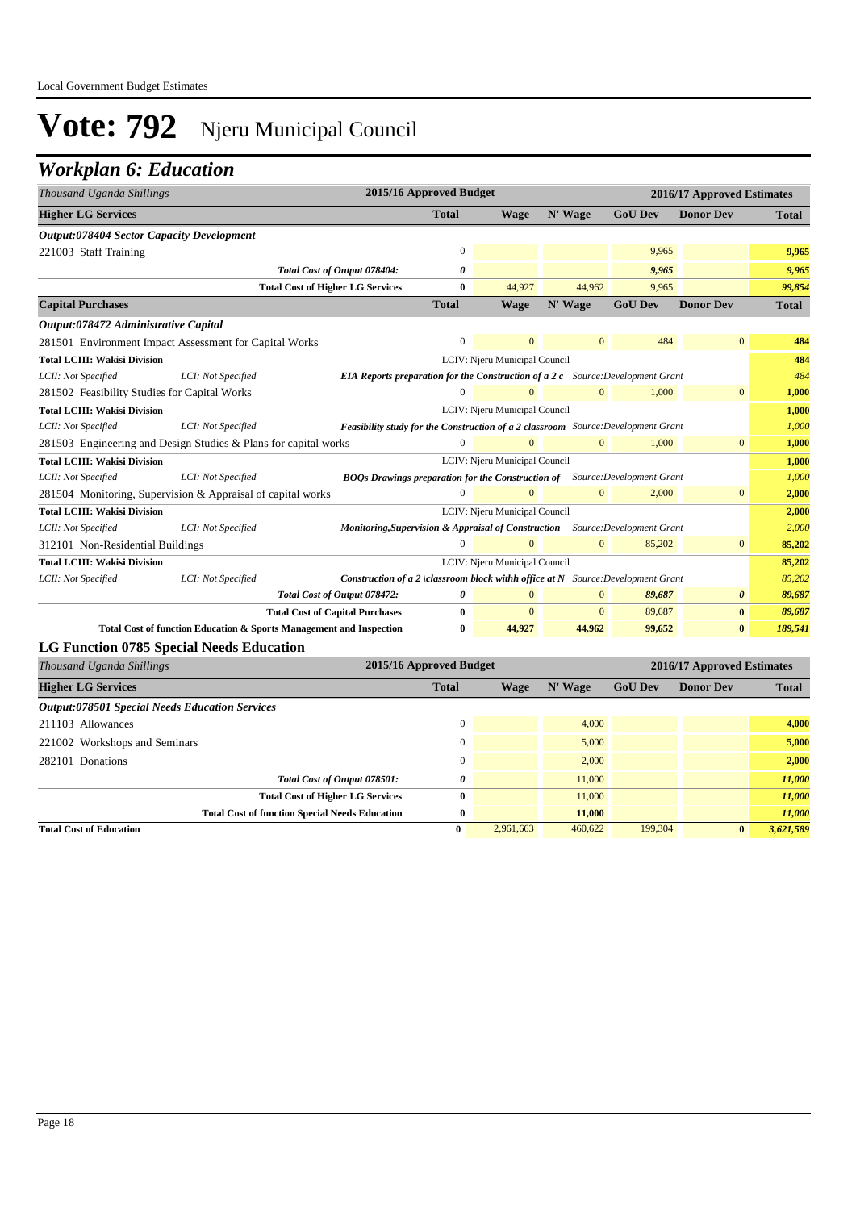Local Government Budget Estimates

# Vote: 792 Njeru Municipal Council

## Workplan 6: Education

| Thousand Uganda Shillings | | 2015/16 Approved Budget | 2016/17 Approved Estimates | | | | |
|---|---|---|---|---|---|---|---|
| **Higher LG Services** | | **Total** | **Wage** | **N' Wage** | **GoU Dev** | **Donor Dev** | **Total** |
| ***Output:078404 Sector Capacity Development*** | | | | | | | |
| 221003 Staff Training | | 0 | | | 9,965 | | **9,965** |
| | *Total Cost of Output 078404:* | *0* | | | *9,965* | | *9,965* |
| | **Total Cost of Higher LG Services** | **0** | 44,927 | 44,962 | 9,965 | | **99,854** |
| **Capital Purchases** | | **Total** | **Wage** | **N' Wage** | **GoU Dev** | **Donor Dev** | **Total** |
| ***Output:078472 Administrative Capital*** | | | | | | | |
| 281501 Environment Impact Assessment for Capital Works | | 0 | 0 | 0 | 484 | 0 | **484** |
| **Total LCIII: Wakisi Division** | | LCIV: Njeru Municipal Council | | | | | **484** |
| *LCII: Not Specified* | *LCI: Not Specified* | ***EIA Reports preparation for the Construction of a 2 c*** | | *Source:Development Grant* | | | *484* |
| 281502 Feasibility Studies for Capital Works | | 0 | 0 | 0 | 1,000 | 0 | **1,000** |
| **Total LCIII: Wakisi Division** | | LCIV: Njeru Municipal Council | | | | | **1,000** |
| *LCII: Not Specified* | *LCI: Not Specified* | ***Feasibility study for the Construction of a 2 classroom*** | | *Source:Development Grant* | | | *1,000* |
| 281503 Engineering and Design Studies & Plans for capital works | | 0 | 0 | 0 | 1,000 | 0 | **1,000** |
| **Total LCIII: Wakisi Division** | | LCIV: Njeru Municipal Council | | | | | **1,000** |
| *LCII: Not Specified* | *LCI: Not Specified* | ***BOQs Drawings preparation for the Construction of*** | | *Source:Development Grant* | | | *1,000* |
| 281504 Monitoring, Supervision & Appraisal of capital works | | 0 | 0 | 0 | 2,000 | 0 | **2,000** |
| **Total LCIII: Wakisi Division** | | LCIV: Njeru Municipal Council | | | | | **2,000** |
| *LCII: Not Specified* | *LCI: Not Specified* | ***Monitoring,Supervision & Appraisal of Construction*** | | *Source:Development Grant* | | | *2,000* |
| 312101 Non-Residential Buildings | | 0 | 0 | 0 | 85,202 | 0 | **85,202** |
| **Total LCIII: Wakisi Division** | | LCIV: Njeru Municipal Council | | | | | **85,202** |
| *LCII: Not Specified* | *LCI: Not Specified* | ***Construction of a 2 \classroom block withh office at N*** | | *Source:Development Grant* | | | *85,202* |
| | *Total Cost of Output 078472:* | *0* | 0 | 0 | *89,687* | *0* | *89,687* |
| | **Total Cost of Capital Purchases** | **0** | 0 | 0 | 89,687 | **0** | *89,687* |
| | **Total Cost of function Education & Sports Management and Inspection** | **0** | **44,927** | **44,962** | **99,652** | **0** | ***189,541*** |

### LG Function 0785 Special Needs Education

| Thousand Uganda Shillings | 2015/16 Approved Budget | 2016/17 Approved Estimates | | | | |
|---|---|---|---|---|---|---|
| **Higher LG Services** | **Total** | **Wage** | **N' Wage** | **GoU Dev** | **Donor Dev** | **Total** |
| ***Output:078501 Special Needs Education Services*** | | | | | | |
| 211103 Allowances | 0 | | 4,000 | | | **4,000** |
| 221002 Workshops and Seminars | 0 | | 5,000 | | | **5,000** |
| 282101 Donations | 0 | | 2,000 | | | **2,000** |
| *Total Cost of Output 078501:* | *0* | | 11,000 | | | ***11,000*** |
| **Total Cost of Higher LG Services** | **0** | | 11,000 | | | ***11,000*** |
| **Total Cost of function Special Needs Education** | **0** | | **11,000** | | | ***11,000*** |
| **Total Cost of Education** | **0** | 2,961,663 | 460,622 | 199,304 | **0** | ***3,621,589*** |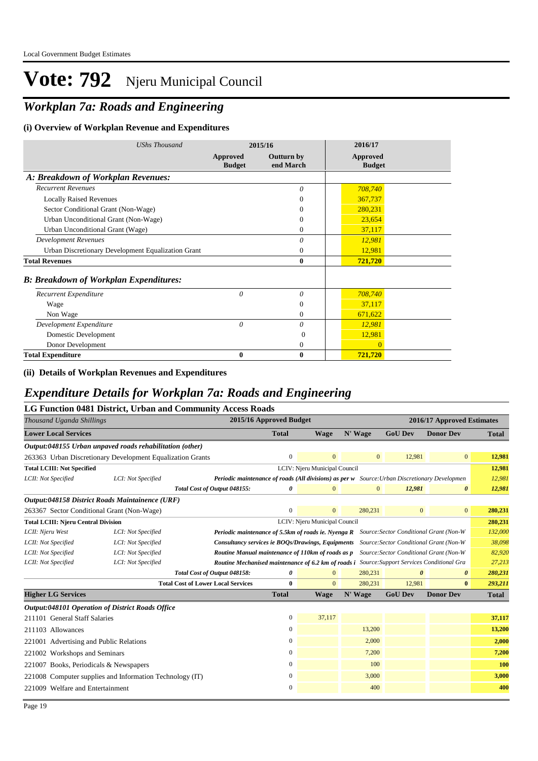# Vote: 792 Njeru Municipal Council

## *Workplan 7a: Roads and Engineering*

### (i) Overview of Workplan Revenue and Expenditures

| *UShs Thousand* | 2015/16 | | 2016/17 |
|---|---|---|---|
| | **Approved Budget** | **Outturn by end March** | **Approved Budget** |
| ***A: Breakdown of Workplan Revenues:*** | | | |
| *Recurrent Revenues* | | *0* | *708,740* |
| Locally Raised Revenues | | 0 | 367,737 |
| Sector Conditional Grant (Non-Wage) | | 0 | 280,231 |
| Urban Unconditional Grant (Non-Wage) | | 0 | 23,654 |
| Urban Unconditional Grant (Wage) | | 0 | 37,117 |
| *Development Revenues* | | *0* | *12,981* |
| Urban Discretionary Development Equalization Grant | | 0 | 12,981 |
| **Total Revenues** | | **0** | **721,720** |
| ***B: Breakdown of Workplan Expenditures:*** | | | |
| *Recurrent Expenditure* | *0* | *0* | *708,740* |
| Wage | | 0 | 37,117 |
| Non Wage | | 0 | 671,622 |
| *Development Expenditure* | *0* | *0* | *12,981* |
| Domestic Development | | 0 | 12,981 |
| Donor Development | | 0 | 0 |
| **Total Expenditure** | **0** | **0** | **721,720** |

### (ii) Details of Workplan Revenues and Expenditures

## *Expenditure Details for Workplan 7a: Roads and Engineering*

### LG Function 0481 District, Urban and Community Access Roads

| *Thousand Uganda Shillings* | | | 2015/16 Approved Budget | 2016/17 Approved Estimates | | | | |
|---|---|---|---|---|---|---|---|---|
| **Lower Local Services** | | | **Total** | **Wage** | **N' Wage** | **GoU Dev** | **Donor Dev** | **Total** |
| ***Output:048155 Urban unpaved roads rehabilitation (other)*** | | | | | | | | |
| 263363 Urban Discretionary Development Equalization Grants | | | 0 | 0 | 0 | 12,981 | 0 | **12,981** |
| **Total LCIII: Not Specified** | | | LCIV: Njeru Municipal Council | | | | | **12,981** |
| *LCII: Not Specified* | *LCI: Not Specified* | ***Periodic maintenance of roads (All divisions) as per w*** | *Source:Urban Discretionary Developmen* | | | | | *12,981* |
| | | ***Total Cost of Output 048155:*** | ***0*** | *0* | *0* | ***12,981*** | ***0*** | ***12,981*** |
| ***Output:048158 District Roads Maintainence (URF)*** | | | | | | | | |
| 263367 Sector Conditional Grant (Non-Wage) | | | 0 | 0 | 280,231 | 0 | 0 | **280,231** |
| **Total LCIII: Njeru Central Division** | | | LCIV: Njeru Municipal Council | | | | | **280,231** |
| *LCII: Njeru West* | *LCI: Not Specified* | ***Periodic maintenance of 5.5km of roads ie. Nyenga R*** | *Source:Sector Conditional Grant (Non-W* | | | | | *132,000* |
| *LCII: Not Specified* | *LCI: Not Specified* | ***Consultancy services ie BOQs/Drawings, Equipments*** | *Source:Sector Conditional Grant (Non-W* | | | | | *38,098* |
| *LCII: Not Specified* | *LCI: Not Specified* | ***Routine Manual maintenance of 110km of roads as p*** | *Source:Sector Conditional Grant (Non-W* | | | | | *82,920* |
| *LCII: Not Specified* | *LCI: Not Specified* | ***Routine Mechanised maintenance of 6.2 km of roads i*** | *Source:Support Services Conditional Gra* | | | | | *27,213* |
| | | ***Total Cost of Output 048158:*** | ***0*** | *0* | *280,231* | ***0*** | ***0*** | ***280,231*** |
| | | **Total Cost of Lower Local Services** | **0** | 0 | 280,231 | 12,981 | **0** | ***293,211*** |
| **Higher LG Services** | | | **Total** | **Wage** | **N' Wage** | **GoU Dev** | **Donor Dev** | **Total** |
| ***Output:048101 Operation of District Roads Office*** | | | | | | | | |
| 211101 General Staff Salaries | | | 0 | 37,117 | | | | **37,117** |
| 211103 Allowances | | | 0 | | 13,200 | | | **13,200** |
| 221001 Advertising and Public Relations | | | 0 | | 2,000 | | | **2,000** |
| 221002 Workshops and Seminars | | | 0 | | 7,200 | | | **7,200** |
| 221007 Books, Periodicals & Newspapers | | | 0 | | 100 | | | **100** |
| 221008 Computer supplies and Information Technology (IT) | | | 0 | | 3,000 | | | **3,000** |
| 221009 Welfare and Entertainment | | | 0 | | 400 | | | **400** |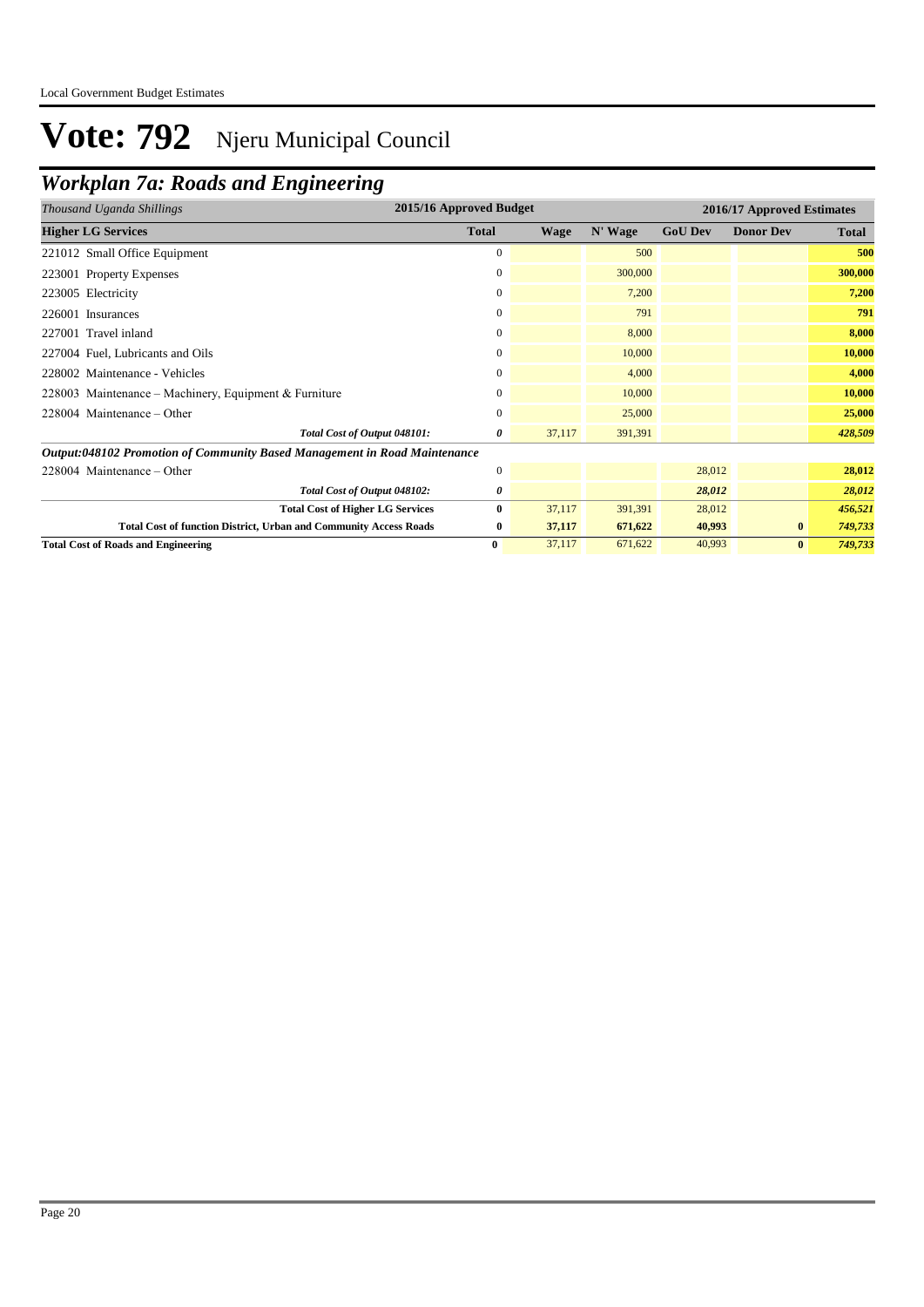# Vote: 792 Njeru Municipal Council

## Workplan 7a: Roads and Engineering

| *Thousand Uganda Shillings* | 2015/16 Approved Budget | 2016/17 Approved Estimates | | | | |
|---|---|---|---|---|---|---|
| **Higher LG Services** | **Total** | **Wage** | **N' Wage** | **GoU Dev** | **Donor Dev** | **Total** |
| 221012 Small Office Equipment | 0 | | 500 | | | **500** |
| 223001 Property Expenses | 0 | | 300,000 | | | **300,000** |
| 223005 Electricity | 0 | | 7,200 | | | **7,200** |
| 226001 Insurances | 0 | | 791 | | | **791** |
| 227001 Travel inland | 0 | | 8,000 | | | **8,000** |
| 227004 Fuel, Lubricants and Oils | 0 | | 10,000 | | | **10,000** |
| 228002 Maintenance - Vehicles | 0 | | 4,000 | | | **4,000** |
| 228003 Maintenance – Machinery, Equipment & Furniture | 0 | | 10,000 | | | **10,000** |
| 228004 Maintenance – Other | 0 | | 25,000 | | | **25,000** |
| ***Total Cost of Output 048101:*** | ***0*** | 37,117 | 391,391 | | | ***428,509*** |
| ***Output:048102 Promotion of Community Based Management in Road Maintenance*** | | | | | | |
| 228004 Maintenance – Other | 0 | | | 28,012 | | **28,012** |
| ***Total Cost of Output 048102:*** | ***0*** | | | ***28,012*** | | ***28,012*** |
| **Total Cost of Higher LG Services** | **0** | 37,117 | 391,391 | 28,012 | | ***456,521*** |
| **Total Cost of function District, Urban and Community Access Roads** | **0** | **37,117** | **671,622** | **40,993** | **0** | ***749,733*** |
| **Total Cost of Roads and Engineering** | **0** | 37,117 | 671,622 | 40,993 | **0** | ***749,733*** |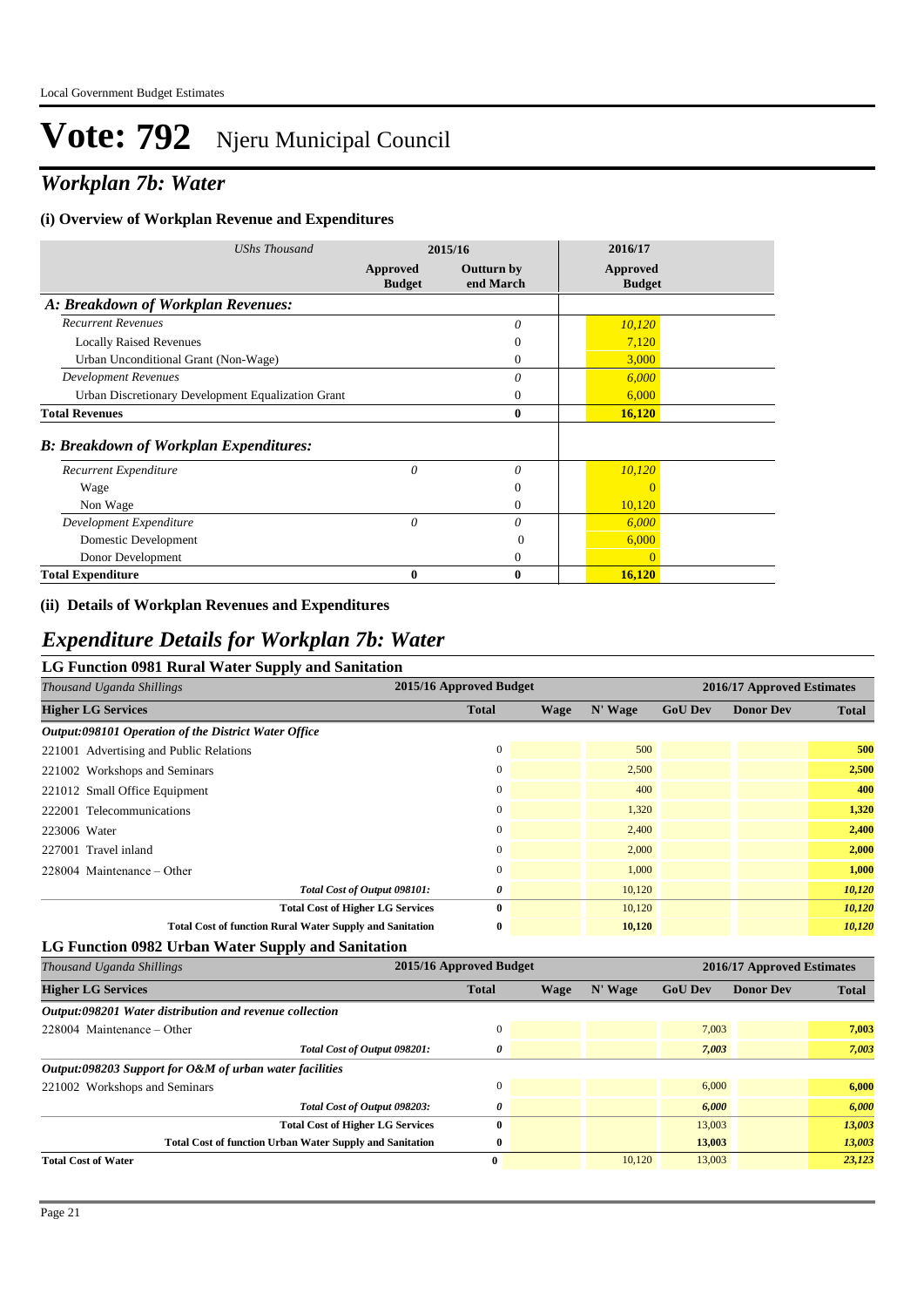# Vote: 792 Njeru Municipal Council

## *Workplan 7b: Water*

### (i) Overview of Workplan Revenue and Expenditures

| *UShs Thousand* | 2015/16 Approved Budget | 2015/16 Outturn by end March | 2016/17 Approved Budget |
|---|---|---|---|
| ***A: Breakdown of Workplan Revenues:*** | | | |
| *Recurrent Revenues* | | *0* | *10,120* |
| Locally Raised Revenues | | 0 | 7,120 |
| Urban Unconditional Grant (Non-Wage) | | 0 | 3,000 |
| *Development Revenues* | | *0* | *6,000* |
| Urban Discretionary Development Equalization Grant | | 0 | 6,000 |
| **Total Revenues** | | **0** | **16,120** |
| ***B: Breakdown of Workplan Expenditures:*** | | | |
| *Recurrent Expenditure* | *0* | *0* | *10,120* |
| Wage | | 0 | 0 |
| Non Wage | | 0 | 10,120 |
| *Development Expenditure* | *0* | *0* | *6,000* |
| Domestic Development | | 0 | 6,000 |
| Donor Development | | 0 | 0 |
| **Total Expenditure** | **0** | **0** | **16,120** |

### (ii) Details of Workplan Revenues and Expenditures

## *Expenditure Details for Workplan 7b: Water*

### LG Function 0981 Rural Water Supply and Sanitation

| *Thousand Uganda Shillings* | 2015/16 Approved Budget | 2016/17 Approved Estimates | | | | |
|---|---|---|---|---|---|---|
| **Higher LG Services** | **Total** | **Wage** | **N' Wage** | **GoU Dev** | **Donor Dev** | **Total** |
| ***Output:098101 Operation of the District Water Office*** | | | | | | |
| 221001 Advertising and Public Relations | 0 | | 500 | | | 500 |
| 221002 Workshops and Seminars | 0 | | 2,500 | | | 2,500 |
| 221012 Small Office Equipment | 0 | | 400 | | | 400 |
| 222001 Telecommunications | 0 | | 1,320 | | | 1,320 |
| 223006 Water | 0 | | 2,400 | | | 2,400 |
| 227001 Travel inland | 0 | | 2,000 | | | 2,000 |
| 228004 Maintenance – Other | 0 | | 1,000 | | | 1,000 |
| *Total Cost of Output 098101:* | *0* | | 10,120 | | | *10,120* |
| **Total Cost of Higher LG Services** | **0** | | 10,120 | | | *10,120* |
| **Total Cost of function Rural Water Supply and Sanitation** | **0** | | **10,120** | | | *10,120* |

### LG Function 0982 Urban Water Supply and Sanitation

| *Thousand Uganda Shillings* | 2015/16 Approved Budget | 2016/17 Approved Estimates | | | | |
|---|---|---|---|---|---|---|
| **Higher LG Services** | **Total** | **Wage** | **N' Wage** | **GoU Dev** | **Donor Dev** | **Total** |
| ***Output:098201 Water distribution and revenue collection*** | | | | | | |
| 228004 Maintenance – Other | 0 | | | 7,003 | | 7,003 |
| *Total Cost of Output 098201:* | *0* | | | *7,003* | | *7,003* |
| ***Output:098203 Support for O&M of urban water facilities*** | | | | | | |
| 221002 Workshops and Seminars | 0 | | | 6,000 | | 6,000 |
| *Total Cost of Output 098203:* | *0* | | | *6,000* | | *6,000* |
| **Total Cost of Higher LG Services** | **0** | | | 13,003 | | *13,003* |
| **Total Cost of function Urban Water Supply and Sanitation** | **0** | | | **13,003** | | *13,003* |
| **Total Cost of Water** | **0** | | 10,120 | 13,003 | | *23,123* |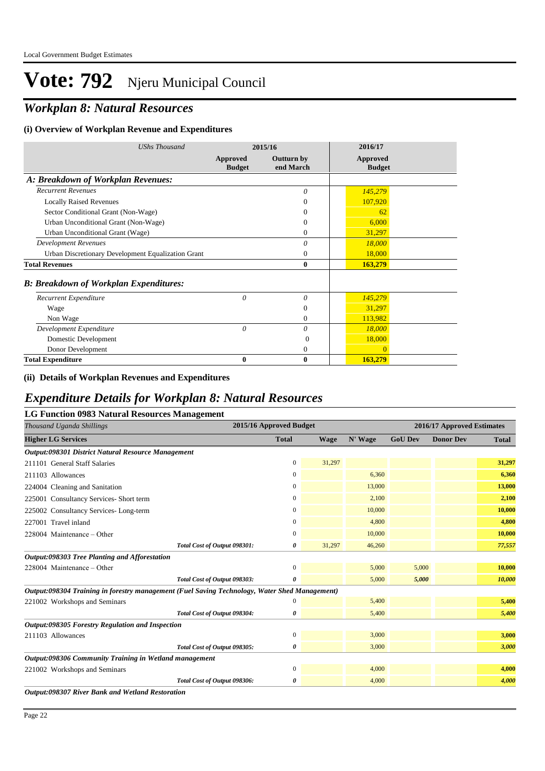# Vote: 792 Njeru Municipal Council

## *Workplan 8: Natural Resources*

### (i) Overview of Workplan Revenue and Expenditures

| *UShs Thousand* | 2015/16 | | 2016/17 |
|---|---|---|---|
| | **Approved Budget** | **Outturn by end March** | **Approved Budget** |
| ***A: Breakdown of Workplan Revenues:*** | | | |
| *Recurrent Revenues* | | *0* | *145,279* |
| Locally Raised Revenues | | 0 | 107,920 |
| Sector Conditional Grant (Non-Wage) | | 0 | 62 |
| Urban Unconditional Grant (Non-Wage) | | 0 | 6,000 |
| Urban Unconditional Grant (Wage) | | 0 | 31,297 |
| *Development Revenues* | | *0* | *18,000* |
| Urban Discretionary Development Equalization Grant | | 0 | 18,000 |
| **Total Revenues** | | **0** | **163,279** |
| ***B: Breakdown of Workplan Expenditures:*** | | | |
| *Recurrent Expenditure* | *0* | *0* | *145,279* |
| Wage | | 0 | 31,297 |
| Non Wage | | 0 | 113,982 |
| *Development Expenditure* | *0* | *0* | *18,000* |
| Domestic Development | | 0 | 18,000 |
| Donor Development | | 0 | 0 |
| **Total Expenditure** | **0** | **0** | **163,279** |

### (ii) Details of Workplan Revenues and Expenditures

## *Expenditure Details for Workplan 8: Natural Resources*

### LG Function 0983 Natural Resources Management

| *Thousand Uganda Shillings* | 2015/16 Approved Budget | 2016/17 Approved Estimates | | | | |
|---|---|---|---|---|---|---|
| **Higher LG Services** | **Total** | **Wage** | **N' Wage** | **GoU Dev** | **Donor Dev** | **Total** |
| ***Output:098301 District Natural Resource Management*** | | | | | | |
| 211101 General Staff Salaries | 0 | 31,297 | | | | **31,297** |
| 211103 Allowances | 0 | | 6,360 | | | **6,360** |
| 224004 Cleaning and Sanitation | 0 | | 13,000 | | | **13,000** |
| 225001 Consultancy Services- Short term | 0 | | 2,100 | | | **2,100** |
| 225002 Consultancy Services- Long-term | 0 | | 10,000 | | | **10,000** |
| 227001 Travel inland | 0 | | 4,800 | | | **4,800** |
| 228004 Maintenance – Other | 0 | | 10,000 | | | **10,000** |
| *Total Cost of Output 098301:* | ***0*** | 31,297 | 46,260 | | | ***77,557*** |
| ***Output:098303 Tree Planting and Afforestation*** | | | | | | |
| 228004 Maintenance – Other | 0 | | 5,000 | 5,000 | | **10,000** |
| *Total Cost of Output 098303:* | ***0*** | | 5,000 | ***5,000*** | | ***10,000*** |
| ***Output:098304 Training in forestry management (Fuel Saving Technology, Water Shed Management)*** | | | | | | |
| 221002 Workshops and Seminars | 0 | | 5,400 | | | **5,400** |
| *Total Cost of Output 098304:* | ***0*** | | 5,400 | | | ***5,400*** |
| ***Output:098305 Forestry Regulation and Inspection*** | | | | | | |
| 211103 Allowances | 0 | | 3,000 | | | **3,000** |
| *Total Cost of Output 098305:* | ***0*** | | 3,000 | | | ***3,000*** |
| ***Output:098306 Community Training in Wetland management*** | | | | | | |
| 221002 Workshops and Seminars | 0 | | 4,000 | | | **4,000** |
| *Total Cost of Output 098306:* | ***0*** | | 4,000 | | | ***4,000*** |
| ***Output:098307 River Bank and Wetland Restoration*** | | | | | | |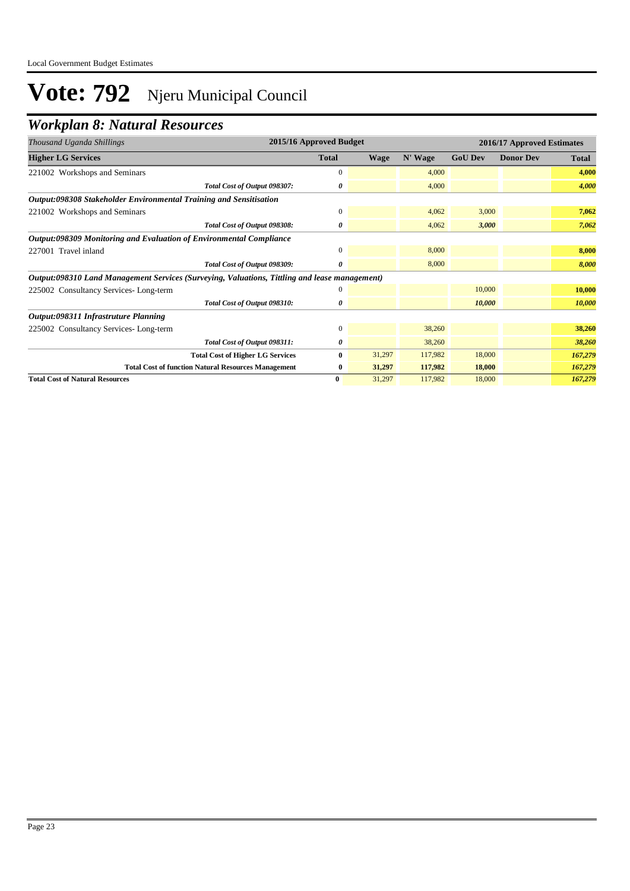# Vote: 792 Njeru Municipal Council

## *Workplan 8: Natural Resources*

| *Thousand Uganda Shillings* | 2015/16 Approved Budget | 2016/17 Approved Estimates | | | | |
|---|---|---|---|---|---|---|
| **Higher LG Services** | **Total** | **Wage** | **N' Wage** | **GoU Dev** | **Donor Dev** | **Total** |
| 221002 Workshops and Seminars | 0 | | 4,000 | | | **4,000** |
| *Total Cost of Output 098307:* | *0* | | 4,000 | | | ***4,000*** |
| ***Output:098308 Stakeholder Environmental Training and Sensitisation*** | | | | | | |
| 221002 Workshops and Seminars | 0 | | 4,062 | 3,000 | | **7,062** |
| *Total Cost of Output 098308:* | *0* | | 4,062 | *3,000* | | ***7,062*** |
| ***Output:098309 Monitoring and Evaluation of Environmental Compliance*** | | | | | | |
| 227001 Travel inland | 0 | | 8,000 | | | **8,000** |
| *Total Cost of Output 098309:* | *0* | | 8,000 | | | ***8,000*** |
| ***Output:098310 Land Management Services (Surveying, Valuations, Tittling and lease management)*** | | | | | | |
| 225002 Consultancy Services- Long-term | 0 | | | 10,000 | | **10,000** |
| *Total Cost of Output 098310:* | *0* | | | *10,000* | | ***10,000*** |
| ***Output:098311 Infrastruture Planning*** | | | | | | |
| 225002 Consultancy Services- Long-term | 0 | | 38,260 | | | **38,260** |
| *Total Cost of Output 098311:* | *0* | | 38,260 | | | ***38,260*** |
| **Total Cost of Higher LG Services** | **0** | 31,297 | 117,982 | 18,000 | | ***167,279*** |
| **Total Cost of function Natural Resources Management** | **0** | **31,297** | **117,982** | **18,000** | | ***167,279*** |
| **Total Cost of Natural Resources** | **0** | 31,297 | 117,982 | 18,000 | | ***167,279*** |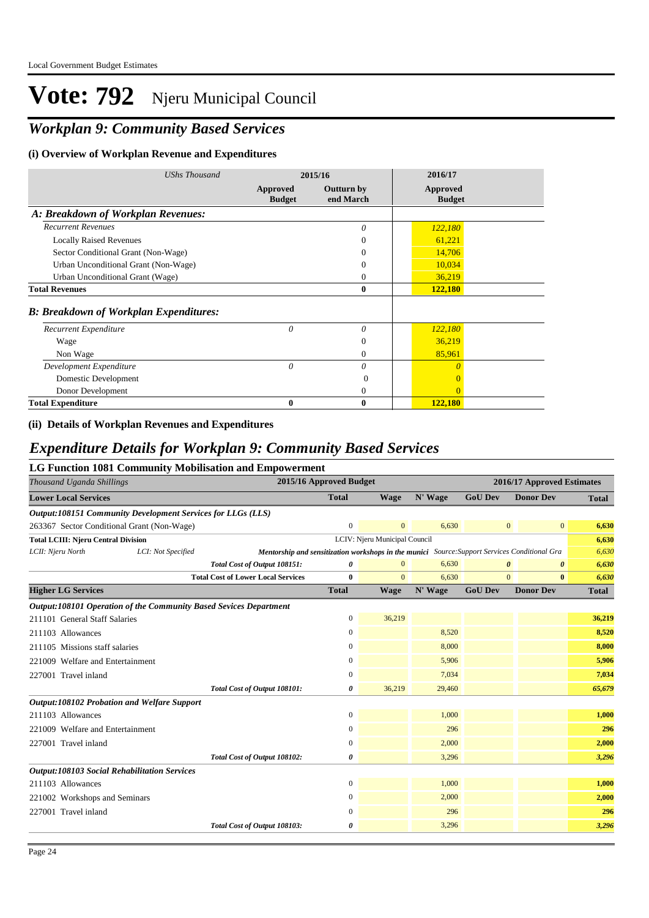# Vote: 792 Njeru Municipal Council

## *Workplan 9: Community Based Services*

### (i) Overview of Workplan Revenue and Expenditures

| *UShs Thousand* | 2015/16 | | 2016/17 |
|---|---|---|---|
| | **Approved Budget** | **Outturn by end March** | **Approved Budget** |
| ***A: Breakdown of Workplan Revenues:*** | | | |
| *Recurrent Revenues* | | *0* | *122,180* |
| Locally Raised Revenues | | 0 | 61,221 |
| Sector Conditional Grant (Non-Wage) | | 0 | 14,706 |
| Urban Unconditional Grant (Non-Wage) | | 0 | 10,034 |
| Urban Unconditional Grant (Wage) | | 0 | 36,219 |
| **Total Revenues** | | **0** | **122,180** |
| ***B: Breakdown of Workplan Expenditures:*** | | | |
| *Recurrent Expenditure* | *0* | *0* | *122,180* |
| Wage | | 0 | 36,219 |
| Non Wage | | 0 | 85,961 |
| *Development Expenditure* | *0* | *0* | *0* |
| Domestic Development | | 0 | 0 |
| Donor Development | | 0 | 0 |
| **Total Expenditure** | **0** | **0** | **122,180** |

### (ii) Details of Workplan Revenues and Expenditures

## *Expenditure Details for Workplan 9: Community Based Services*

### LG Function 1081 Community Mobilisation and Empowerment

| *Thousand Uganda Shillings* | 2015/16 Approved Budget | 2016/17 Approved Estimates | | | | |
|---|---|---|---|---|---|---|
| **Lower Local Services** | **Total** | **Wage** | **N' Wage** | **GoU Dev** | **Donor Dev** | **Total** |
| ***Output:108151 Community Development Services for LLGs (LLS)*** | | | | | | |
| 263367 Sector Conditional Grant (Non-Wage) | 0 | 0 | 6,630 | 0 | 0 | **6,630** |
| **Total LCIII: Njeru Central Division** | | LCIV: Njeru Municipal Council | | | | **6,630** |
| *LCII: Njeru North* — *LCI: Not Specified* | ***Mentorship and sensitization workshops in the munici*** | | *Source:Support Services Conditional Gra* | | | *6,630* |
| ***Total Cost of Output 108151:*** | ***0*** | 0 | 6,630 | ***0*** | ***0*** | ***6,630*** |
| **Total Cost of Lower Local Services** | **0** | 0 | 6,630 | 0 | **0** | ***6,630*** |
| **Higher LG Services** | **Total** | **Wage** | **N' Wage** | **GoU Dev** | **Donor Dev** | **Total** |
| ***Output:108101 Operation of the Community Based Sevices Department*** | | | | | | |
| 211101 General Staff Salaries | 0 | 36,219 | | | | **36,219** |
| 211103 Allowances | 0 | | 8,520 | | | **8,520** |
| 211105 Missions staff salaries | 0 | | 8,000 | | | **8,000** |
| 221009 Welfare and Entertainment | 0 | | 5,906 | | | **5,906** |
| 227001 Travel inland | 0 | | 7,034 | | | **7,034** |
| ***Total Cost of Output 108101:*** | ***0*** | 36,219 | 29,460 | | | ***65,679*** |
| ***Output:108102 Probation and Welfare Support*** | | | | | | |
| 211103 Allowances | 0 | | 1,000 | | | **1,000** |
| 221009 Welfare and Entertainment | 0 | | 296 | | | **296** |
| 227001 Travel inland | 0 | | 2,000 | | | **2,000** |
| ***Total Cost of Output 108102:*** | ***0*** | | 3,296 | | | ***3,296*** |
| ***Output:108103 Social Rehabilitation Services*** | | | | | | |
| 211103 Allowances | 0 | | 1,000 | | | **1,000** |
| 221002 Workshops and Seminars | 0 | | 2,000 | | | **2,000** |
| 227001 Travel inland | 0 | | 296 | | | **296** |
| ***Total Cost of Output 108103:*** | ***0*** | | 3,296 | | | ***3,296*** |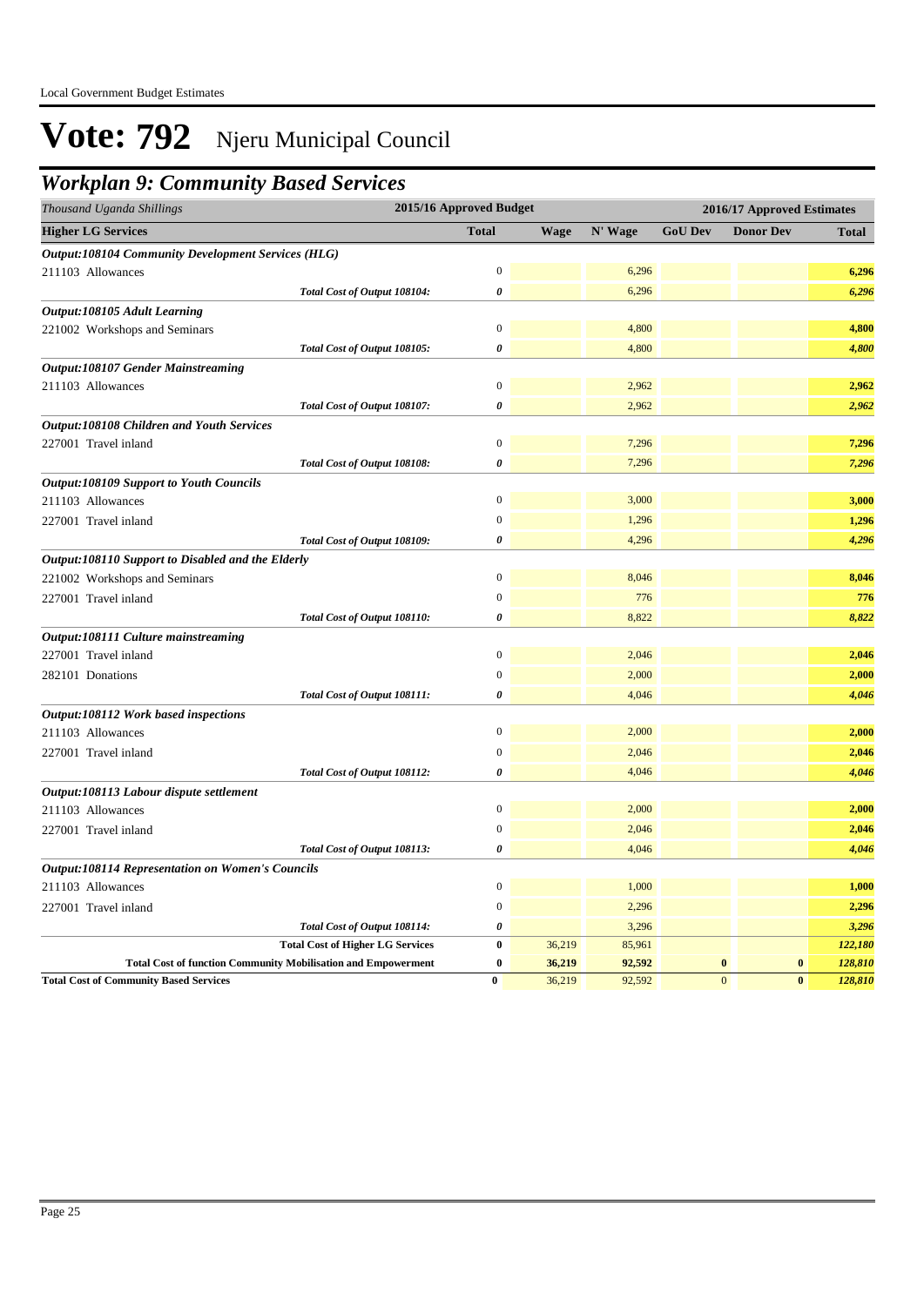Local Government Budget Estimates

# Vote: 792 Njeru Municipal Council

## Workplan 9: Community Based Services

| Thousand Uganda Shillings | 2015/16 Approved Budget | 2016/17 Approved Estimates | | | | |
|---|---|---|---|---|---|---|
| **Higher LG Services** | **Total** | **Wage** | **N' Wage** | **GoU Dev** | **Donor Dev** | **Total** |
| ***Output:108104 Community Development Services (HLG)*** | | | | | | |
| 211103 Allowances | 0 | | 6,296 | | | **6,296** |
| *Total Cost of Output 108104:* | *0* | | 6,296 | | | ***6,296*** |
| ***Output:108105 Adult Learning*** | | | | | | |
| 221002 Workshops and Seminars | 0 | | 4,800 | | | **4,800** |
| *Total Cost of Output 108105:* | *0* | | 4,800 | | | ***4,800*** |
| ***Output:108107 Gender Mainstreaming*** | | | | | | |
| 211103 Allowances | 0 | | 2,962 | | | **2,962** |
| *Total Cost of Output 108107:* | *0* | | 2,962 | | | ***2,962*** |
| ***Output:108108 Children and Youth Services*** | | | | | | |
| 227001 Travel inland | 0 | | 7,296 | | | **7,296** |
| *Total Cost of Output 108108:* | *0* | | 7,296 | | | ***7,296*** |
| ***Output:108109 Support to Youth Councils*** | | | | | | |
| 211103 Allowances | 0 | | 3,000 | | | **3,000** |
| 227001 Travel inland | 0 | | 1,296 | | | **1,296** |
| *Total Cost of Output 108109:* | *0* | | 4,296 | | | ***4,296*** |
| ***Output:108110 Support to Disabled and the Elderly*** | | | | | | |
| 221002 Workshops and Seminars | 0 | | 8,046 | | | **8,046** |
| 227001 Travel inland | 0 | | 776 | | | **776** |
| *Total Cost of Output 108110:* | *0* | | 8,822 | | | ***8,822*** |
| ***Output:108111 Culture mainstreaming*** | | | | | | |
| 227001 Travel inland | 0 | | 2,046 | | | **2,046** |
| 282101 Donations | 0 | | 2,000 | | | **2,000** |
| *Total Cost of Output 108111:* | *0* | | 4,046 | | | ***4,046*** |
| ***Output:108112 Work based inspections*** | | | | | | |
| 211103 Allowances | 0 | | 2,000 | | | **2,000** |
| 227001 Travel inland | 0 | | 2,046 | | | **2,046** |
| *Total Cost of Output 108112:* | *0* | | 4,046 | | | ***4,046*** |
| ***Output:108113 Labour dispute settlement*** | | | | | | |
| 211103 Allowances | 0 | | 2,000 | | | **2,000** |
| 227001 Travel inland | 0 | | 2,046 | | | **2,046** |
| *Total Cost of Output 108113:* | *0* | | 4,046 | | | ***4,046*** |
| ***Output:108114 Representation on Women's Councils*** | | | | | | |
| 211103 Allowances | 0 | | 1,000 | | | **1,000** |
| 227001 Travel inland | 0 | | 2,296 | | | **2,296** |
| *Total Cost of Output 108114:* | *0* | | 3,296 | | | ***3,296*** |
| **Total Cost of Higher LG Services** | **0** | 36,219 | 85,961 | | | ***122,180*** |
| **Total Cost of function Community Mobilisation and Empowerment** | **0** | **36,219** | **92,592** | **0** | **0** | ***128,810*** |
| **Total Cost of Community Based Services** | **0** | 36,219 | 92,592 | 0 | **0** | ***128,810*** |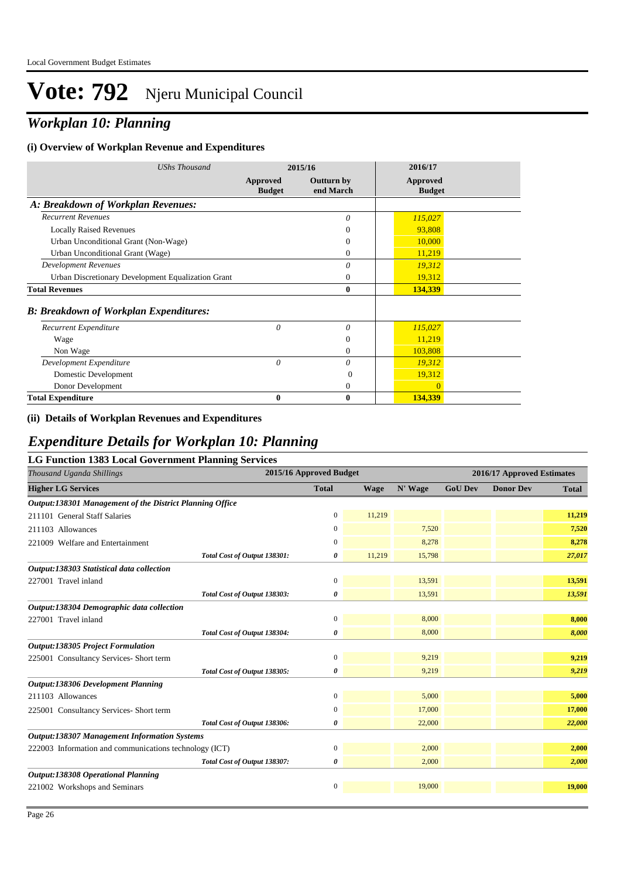# Vote: 792 Njeru Municipal Council

## *Workplan 10: Planning*

### (i) Overview of Workplan Revenue and Expenditures

| *UShs Thousand* | 2015/16 | | 2016/17 |
|---|---|---|---|
| | **Approved Budget** | **Outturn by end March** | **Approved Budget** |
| ***A: Breakdown of Workplan Revenues:*** | | | |
| *Recurrent Revenues* | | *0* | *115,027* |
| Locally Raised Revenues | | 0 | 93,808 |
| Urban Unconditional Grant (Non-Wage) | | 0 | 10,000 |
| Urban Unconditional Grant (Wage) | | 0 | 11,219 |
| *Development Revenues* | | *0* | *19,312* |
| Urban Discretionary Development Equalization Grant | | 0 | 19,312 |
| **Total Revenues** | | **0** | **134,339** |
| ***B: Breakdown of Workplan Expenditures:*** | | | |
| *Recurrent Expenditure* | *0* | *0* | *115,027* |
| Wage | | 0 | 11,219 |
| Non Wage | | 0 | 103,808 |
| *Development Expenditure* | *0* | *0* | *19,312* |
| Domestic Development | | 0 | 19,312 |
| Donor Development | | 0 | 0 |
| **Total Expenditure** | **0** | **0** | **134,339** |

### (ii) Details of Workplan Revenues and Expenditures

## *Expenditure Details for Workplan 10: Planning*

### LG Function 1383 Local Government Planning Services

| *Thousand Uganda Shillings* | 2015/16 Approved Budget | 2016/17 Approved Estimates | | | | |
|---|---|---|---|---|---|---|
| **Higher LG Services** | **Total** | **Wage** | **N' Wage** | **GoU Dev** | **Donor Dev** | **Total** |
| ***Output:138301 Management of the District Planning Office*** | | | | | | |
| 211101 General Staff Salaries | 0 | 11,219 | | | | **11,219** |
| 211103 Allowances | 0 | | 7,520 | | | **7,520** |
| 221009 Welfare and Entertainment | 0 | | 8,278 | | | **8,278** |
| *Total Cost of Output 138301:* | ***0*** | 11,219 | 15,798 | | | ***27,017*** |
| ***Output:138303 Statistical data collection*** | | | | | | |
| 227001 Travel inland | 0 | | 13,591 | | | **13,591** |
| *Total Cost of Output 138303:* | ***0*** | | 13,591 | | | ***13,591*** |
| ***Output:138304 Demographic data collection*** | | | | | | |
| 227001 Travel inland | 0 | | 8,000 | | | **8,000** |
| *Total Cost of Output 138304:* | ***0*** | | 8,000 | | | ***8,000*** |
| ***Output:138305 Project Formulation*** | | | | | | |
| 225001 Consultancy Services- Short term | 0 | | 9,219 | | | **9,219** |
| *Total Cost of Output 138305:* | ***0*** | | 9,219 | | | ***9,219*** |
| ***Output:138306 Development Planning*** | | | | | | |
| 211103 Allowances | 0 | | 5,000 | | | **5,000** |
| 225001 Consultancy Services- Short term | 0 | | 17,000 | | | **17,000** |
| *Total Cost of Output 138306:* | ***0*** | | 22,000 | | | ***22,000*** |
| ***Output:138307 Management Information Systems*** | | | | | | |
| 222003 Information and communications technology (ICT) | 0 | | 2,000 | | | **2,000** |
| *Total Cost of Output 138307:* | ***0*** | | 2,000 | | | ***2,000*** |
| ***Output:138308 Operational Planning*** | | | | | | |
| 221002 Workshops and Seminars | 0 | | 19,000 | | | **19,000** |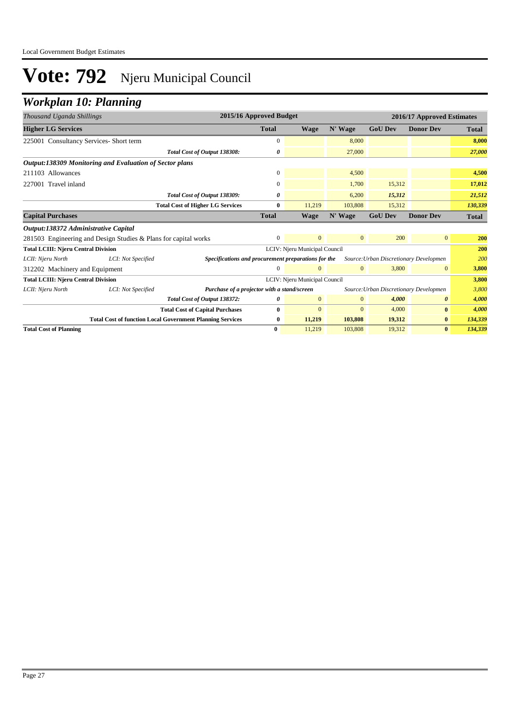# Vote: 792 Njeru Municipal Council

## Workplan 10: Planning

| *Thousand Uganda Shillings* | | | 2015/16 Approved Budget | 2016/17 Approved Estimates | | | | |
|---|---|---|---|---|---|---|---|---|
| **Higher LG Services** | | | **Total** | **Wage** | **N' Wage** | **GoU Dev** | **Donor Dev** | **Total** |
| 225001 Consultancy Services- Short term | | | 0 | | 8,000 | | | **8,000** |
| | | *Total Cost of Output 138308:* | *0* | | 27,000 | | | ***27,000*** |
| ***Output:138309 Monitoring and Evaluation of Sector plans*** | | | | | | | | |
| 211103 Allowances | | | 0 | | 4,500 | | | **4,500** |
| 227001 Travel inland | | | 0 | | 1,700 | 15,312 | | **17,012** |
| | | *Total Cost of Output 138309:* | *0* | | 6,200 | *15,312* | | ***21,512*** |
| | | **Total Cost of Higher LG Services** | **0** | 11,219 | 103,808 | 15,312 | | ***130,339*** |
| **Capital Purchases** | | | **Total** | **Wage** | **N' Wage** | **GoU Dev** | **Donor Dev** | **Total** |
| ***Output:138372 Administrative Capital*** | | | | | | | | |
| 281503 Engineering and Design Studies & Plans for capital works | | | 0 | 0 | 0 | 200 | 0 | **200** |
| **Total LCIII: Njeru Central Division** | | | | LCIV: Njeru Municipal Council | | | | **200** |
| *LCII: Njeru North* | *LCI: Not Specified* | ***Specifications and procurement preparations for the*** | | | *Source:Urban Discretionary Developmen* | | | *200* |
| 312202 Machinery and Equipment | | | 0 | 0 | 0 | 3,800 | 0 | **3,800** |
| **Total LCIII: Njeru Central Division** | | | | LCIV: Njeru Municipal Council | | | | **3,800** |
| *LCII: Njeru North* | *LCI: Not Specified* | ***Purchase of a projector with a stand/screen*** | | | *Source:Urban Discretionary Developmen* | | | *3,800* |
| | | *Total Cost of Output 138372:* | *0* | 0 | 0 | *4,000* | *0* | ***4,000*** |
| | | **Total Cost of Capital Purchases** | **0** | 0 | 0 | 4,000 | **0** | ***4,000*** |
| | | **Total Cost of function Local Government Planning Services** | **0** | **11,219** | **103,808** | **19,312** | **0** | ***134,339*** |
| **Total Cost of Planning** | | | **0** | 11,219 | 103,808 | 19,312 | **0** | ***134,339*** |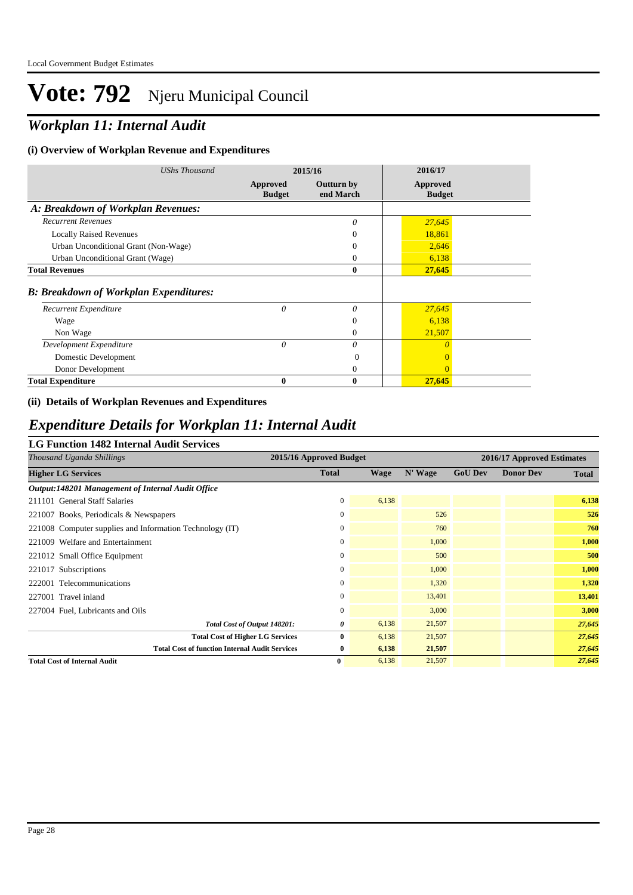# Vote: 792 Njeru Municipal Council

## *Workplan 11: Internal Audit*

### (i) Overview of Workplan Revenue and Expenditures

| *UShs Thousand* | 2015/16 | | 2016/17 |
|---|---|---|---|
| | **Approved Budget** | **Outturn by end March** | **Approved Budget** |
| ***A: Breakdown of Workplan Revenues:*** | | | |
| *Recurrent Revenues* | | *0* | *27,645* |
| Locally Raised Revenues | | 0 | 18,861 |
| Urban Unconditional Grant (Non-Wage) | | 0 | 2,646 |
| Urban Unconditional Grant (Wage) | | 0 | 6,138 |
| **Total Revenues** | | **0** | **27,645** |
| ***B: Breakdown of Workplan Expenditures:*** | | | |
| *Recurrent Expenditure* | *0* | *0* | *27,645* |
| Wage | | 0 | 6,138 |
| Non Wage | | 0 | 21,507 |
| *Development Expenditure* | *0* | *0* | *0* |
| Domestic Development | | 0 | 0 |
| Donor Development | | 0 | 0 |
| **Total Expenditure** | **0** | **0** | **27,645** |

### (ii) Details of Workplan Revenues and Expenditures

## *Expenditure Details for Workplan 11: Internal Audit*

### LG Function 1482 Internal Audit Services

| *Thousand Uganda Shillings* | 2015/16 Approved Budget | 2016/17 Approved Estimates | | | | |
|---|---|---|---|---|---|---|
| **Higher LG Services** | **Total** | **Wage** | **N' Wage** | **GoU Dev** | **Donor Dev** | **Total** |
| ***Output:148201 Management of Internal Audit Office*** | | | | | | |
| 211101 General Staff Salaries | 0 | 6,138 | | | | 6,138 |
| 221007 Books, Periodicals & Newspapers | 0 | | 526 | | | 526 |
| 221008 Computer supplies and Information Technology (IT) | 0 | | 760 | | | 760 |
| 221009 Welfare and Entertainment | 0 | | 1,000 | | | 1,000 |
| 221012 Small Office Equipment | 0 | | 500 | | | 500 |
| 221017 Subscriptions | 0 | | 1,000 | | | 1,000 |
| 222001 Telecommunications | 0 | | 1,320 | | | 1,320 |
| 227001 Travel inland | 0 | | 13,401 | | | 13,401 |
| 227004 Fuel, Lubricants and Oils | 0 | | 3,000 | | | 3,000 |
| *Total Cost of Output 148201:* | *0* | 6,138 | 21,507 | | | *27,645* |
| **Total Cost of Higher LG Services** | **0** | 6,138 | 21,507 | | | *27,645* |
| **Total Cost of function Internal Audit Services** | **0** | **6,138** | **21,507** | | | *27,645* |
| **Total Cost of Internal Audit** | **0** | 6,138 | 21,507 | | | *27,645* |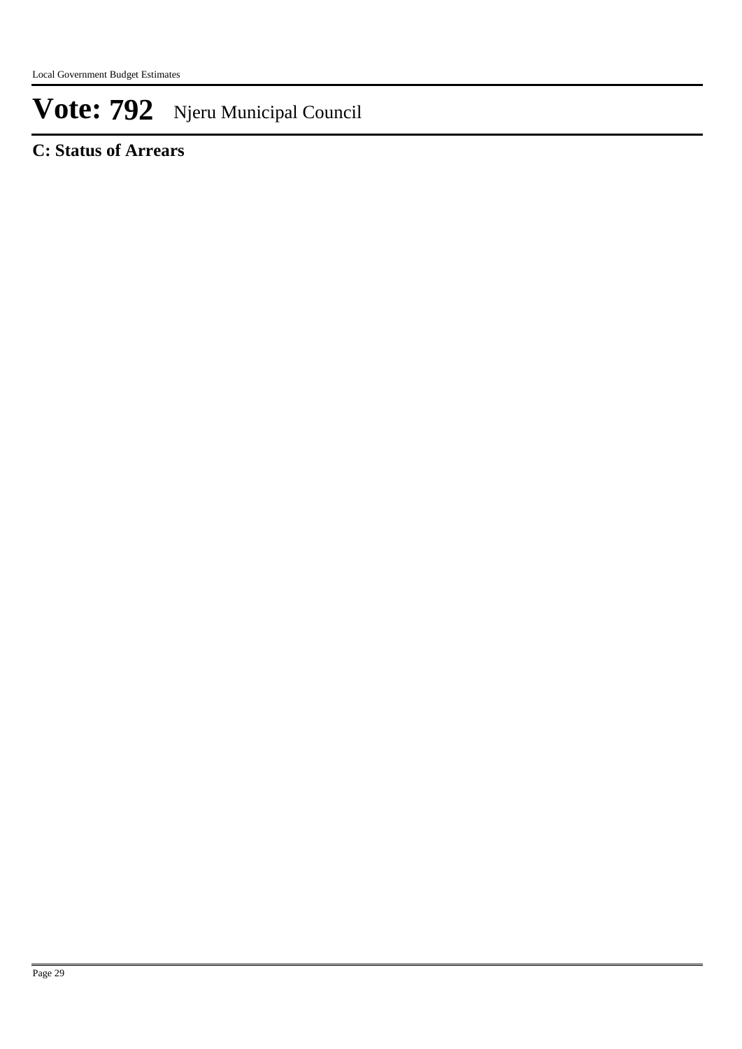# Vote: 792 Njeru Municipal Council

## C: Status of Arrears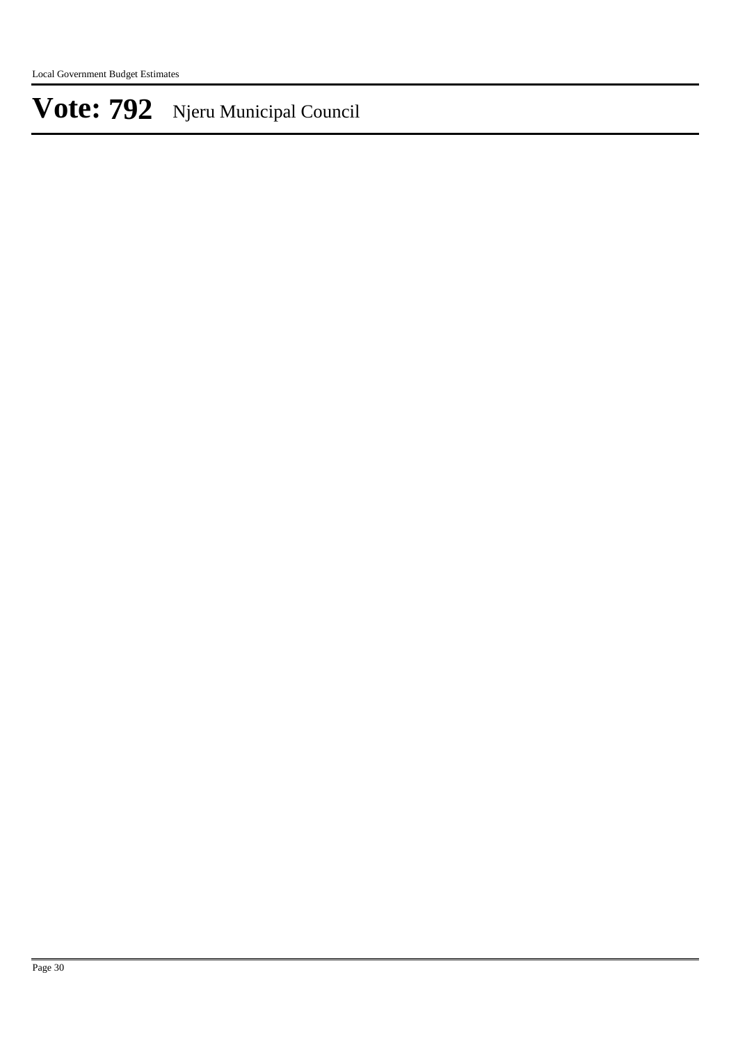# Vote: 792 Njeru Municipal Council